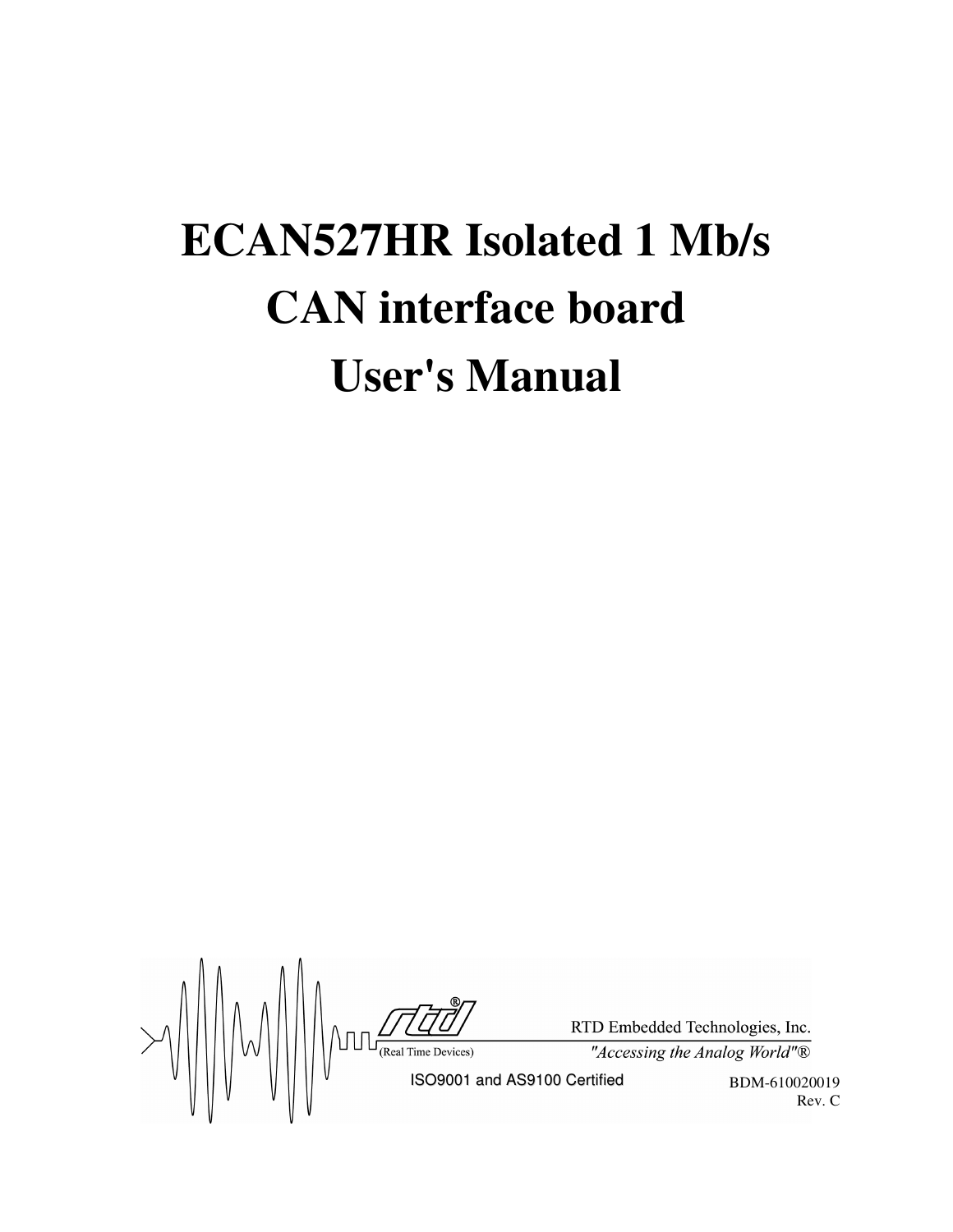# ECAN527HR Isolated 1 Mb/s CAN interface board User's Manual

RTD Embedded Technologies, Inc.

(Real Time Devices)

*"Accessing the Analog World"®*

ISO9001 and AS9100 Certified

BDM-610020019
Rev. C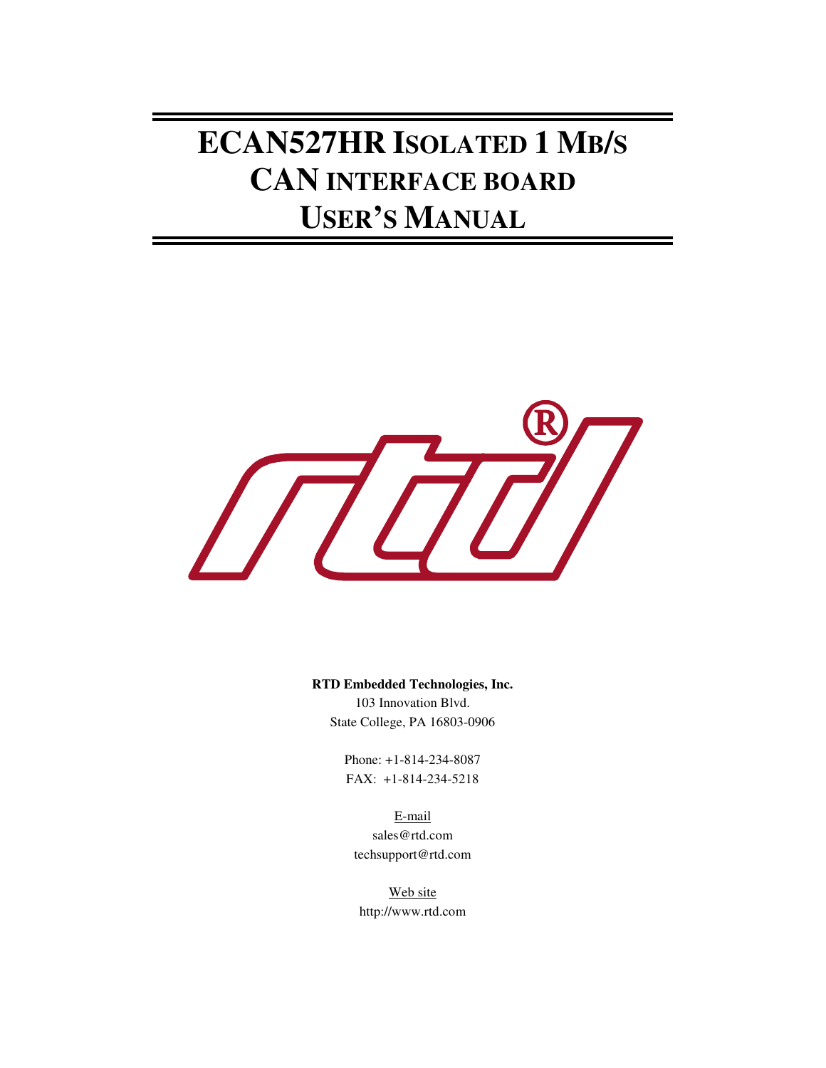# ECAN527HR ISOLATED 1 MB/S CAN INTERFACE BOARD USER'S MANUAL

**RTD Embedded Technologies, Inc.**

103 Innovation Blvd.
State College, PA 16803-0906

Phone: +1-814-234-8087
FAX: +1-814-234-5218

E-mail
sales@rtd.com
techsupport@rtd.com

Web site
http://www.rtd.com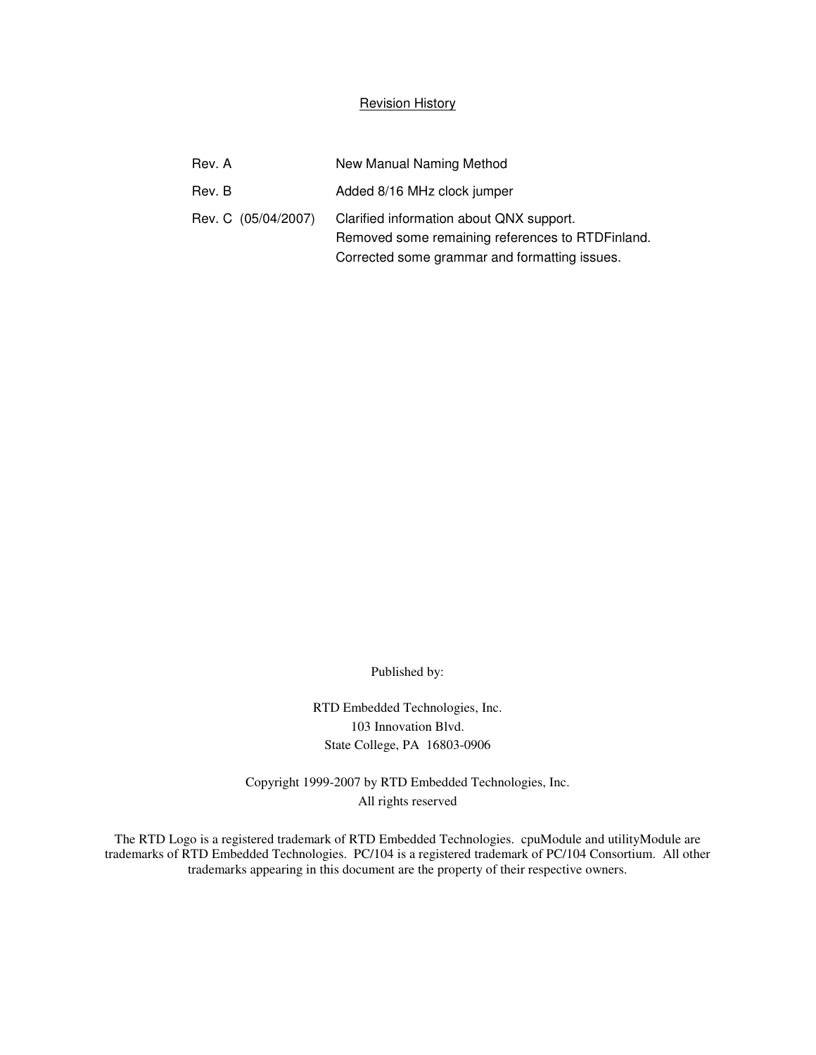## Revision History

| | |
|---|---|
| Rev. A | New Manual Naming Method |
| Rev. B | Added 8/16 MHz clock jumper |
| Rev. C (05/04/2007) | Clarified information about QNX support.<br>Removed some remaining references to RTDFinland.<br>Corrected some grammar and formatting issues. |

Published by:

RTD Embedded Technologies, Inc.
103 Innovation Blvd.
State College, PA 16803-0906

Copyright 1999-2007 by RTD Embedded Technologies, Inc.
All rights reserved

The RTD Logo is a registered trademark of RTD Embedded Technologies. cpuModule and utilityModule are trademarks of RTD Embedded Technologies. PC/104 is a registered trademark of PC/104 Consortium. All other trademarks appearing in this document are the property of their respective owners.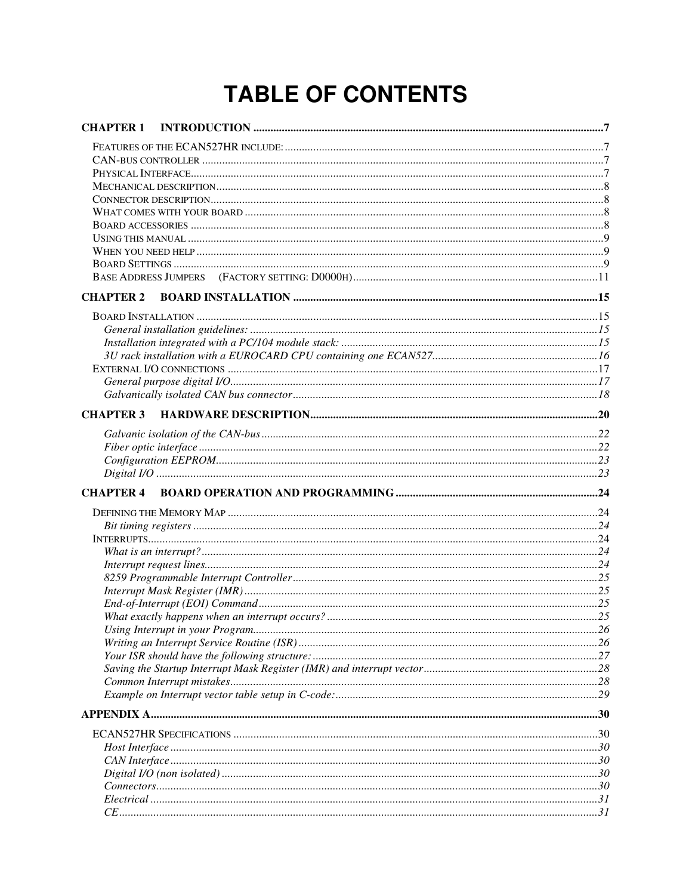# TABLE OF CONTENTS

**CHAPTER 1 INTRODUCTION** .......... 7

- FEATURES OF THE ECAN527HR INCLUDE: .......... 7
- CAN-BUS CONTROLLER .......... 7
- PHYSICAL INTERFACE .......... 7
- MECHANICAL DESCRIPTION .......... 8
- CONNECTOR DESCRIPTION .......... 8
- WHAT COMES WITH YOUR BOARD .......... 8
- BOARD ACCESSORIES .......... 8
- USING THIS MANUAL .......... 9
- WHEN YOU NEED HELP .......... 9
- BOARD SETTINGS .......... 9
- BASE ADDRESS JUMPERS (FACTORY SETTING: D0000H) .......... 11

**CHAPTER 2 BOARD INSTALLATION** .......... 15

- BOARD INSTALLATION .......... 15
  - *General installation guidelines:* .......... 15
  - *Installation integrated with a PC/104 module stack:* .......... 15
  - *3U rack installation with a EUROCARD CPU containing one ECAN527* .......... 16
- EXTERNAL I/O CONNECTIONS .......... 17
  - *General purpose digital I/O* .......... 17
  - *Galvanically isolated CAN bus connector* .......... 18

**CHAPTER 3 HARDWARE DESCRIPTION** .......... 20

  - *Galvanic isolation of the CAN-bus* .......... 22
  - *Fiber optic interface* .......... 22
  - *Configuration EEPROM* .......... 23
  - *Digital I/O* .......... 23

**CHAPTER 4 BOARD OPERATION AND PROGRAMMING** .......... 24

- DEFINING THE MEMORY MAP .......... 24
  - *Bit timing registers* .......... 24
- INTERRUPTS .......... 24
  - *What is an interrupt?* .......... 24
  - *Interrupt request lines* .......... 24
  - *8259 Programmable Interrupt Controller* .......... 25
  - *Interrupt Mask Register (IMR)* .......... 25
  - *End-of-Interrupt (EOI) Command* .......... 25
  - *What exactly happens when an interrupt occurs?* .......... 25
  - *Using Interrupt in your Program* .......... 26
  - *Writing an Interrupt Service Routine (ISR)* .......... 26
  - *Your ISR should have the following structure:* .......... 27
  - *Saving the Startup Interrupt Mask Register (IMR) and interrupt vector* .......... 28
  - *Common Interrupt mistakes* .......... 28
  - *Example on Interrupt vector table setup in C-code:* .......... 29

**APPENDIX A** .......... 30

- ECAN527HR SPECIFICATIONS .......... 30
  - *Host Interface* .......... 30
  - *CAN Interface* .......... 30
  - *Digital I/O (non isolated)* .......... 30
  - *Connectors* .......... 30
  - *Electrical* .......... 31
  - *CE* .......... 31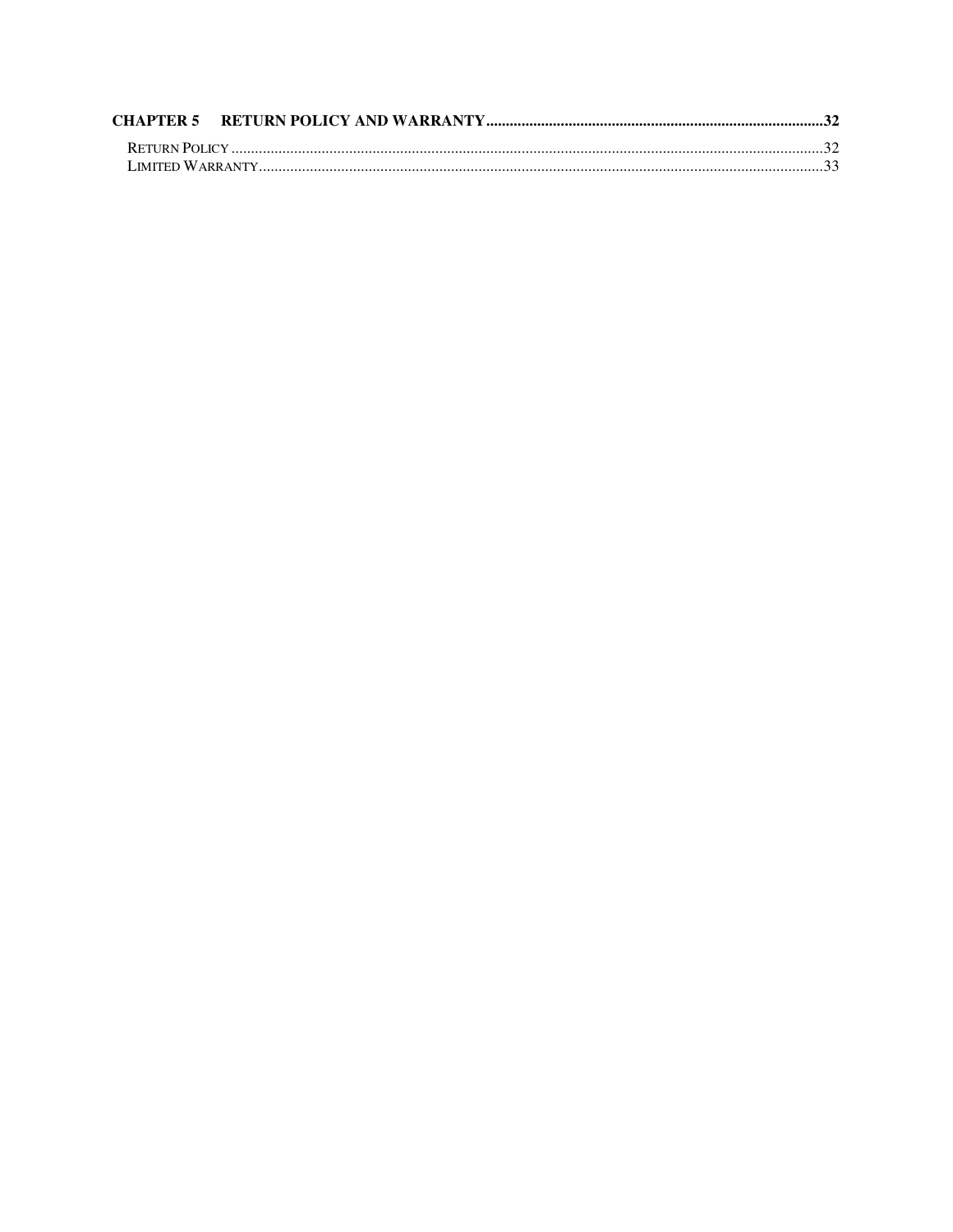**CHAPTER 5 RETURN POLICY AND WARRANTY** ......................................................................................... 32

RETURN POLICY ..................................................................................................................................... 32

LIMITED WARRANTY ............................................................................................................................... 33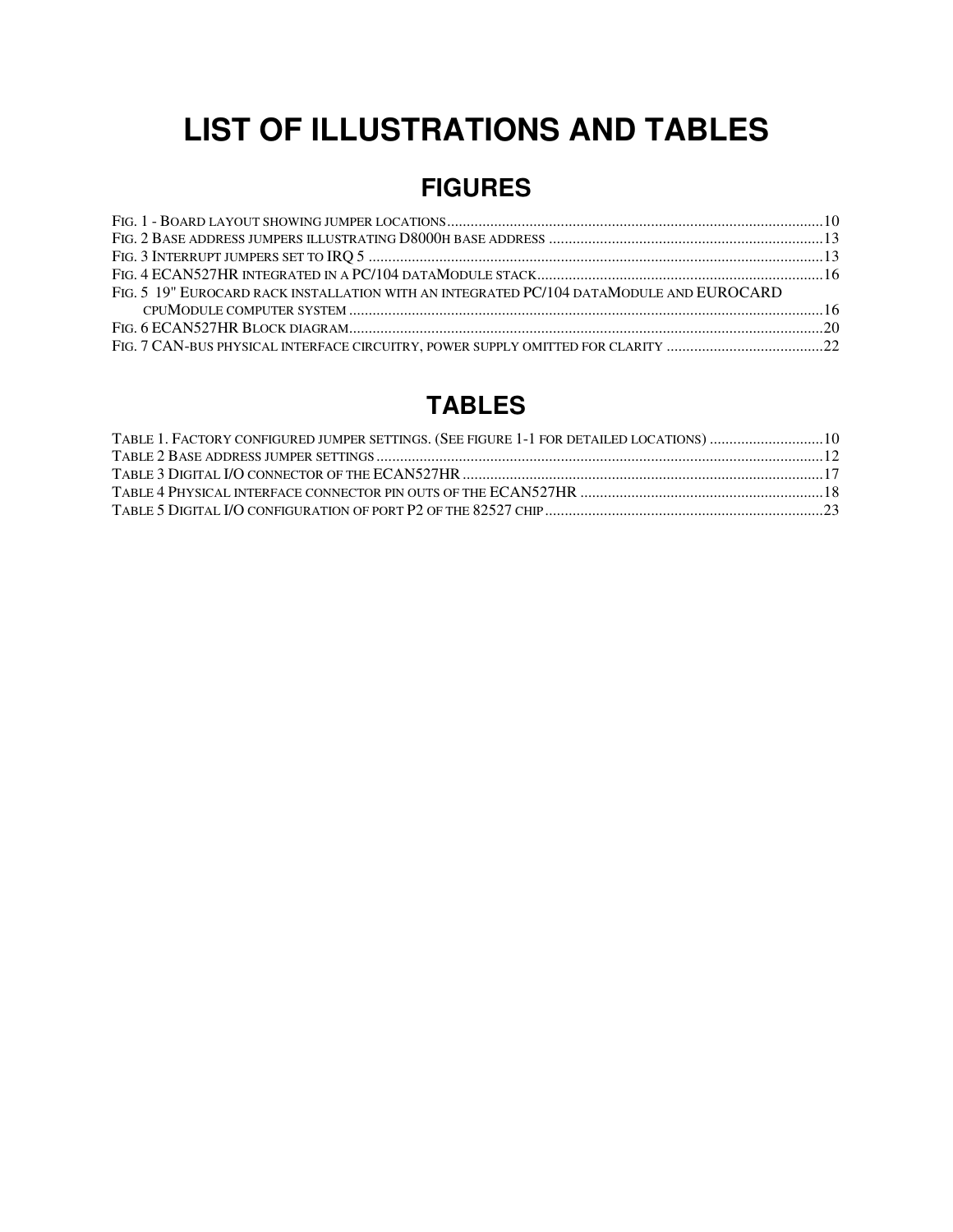# LIST OF ILLUSTRATIONS AND TABLES

## FIGURES

FIG. 1 - BOARD LAYOUT SHOWING JUMPER LOCATIONS....................................................................................................10
FIG. 2 BASE ADDRESS JUMPERS ILLUSTRATING D8000H BASE ADDRESS .......................................................................13
FIG. 3 INTERRUPT JUMPERS SET TO IRQ 5 ......................................................................................................................13
FIG. 4 ECAN527HR INTEGRATED IN A PC/104 DATAMODULE STACK............................................................................16
FIG. 5 19" EUROCARD RACK INSTALLATION WITH AN INTEGRATED PC/104 DATAMODULE AND EUROCARD CPUMODULE COMPUTER SYSTEM ..........................................................................................................................16
FIG. 6 ECAN527HR BLOCK DIAGRAM...........................................................................................................................20
FIG. 7 CAN-BUS PHYSICAL INTERFACE CIRCUITRY, POWER SUPPLY OMITTED FOR CLARITY ..........................................22

## TABLES

TABLE 1. FACTORY CONFIGURED JUMPER SETTINGS. (SEE FIGURE 1-1 FOR DETAILED LOCATIONS) ..............................10
TABLE 2 BASE ADDRESS JUMPER SETTINGS ...................................................................................................................12
TABLE 3 DIGITAL I/O CONNECTOR OF THE ECAN527HR ................................................................................................17
TABLE 4 PHYSICAL INTERFACE CONNECTOR PIN OUTS OF THE ECAN527HR ..................................................................18
TABLE 5 DIGITAL I/O CONFIGURATION OF PORT P2 OF THE 82527 CHIP........................................................................23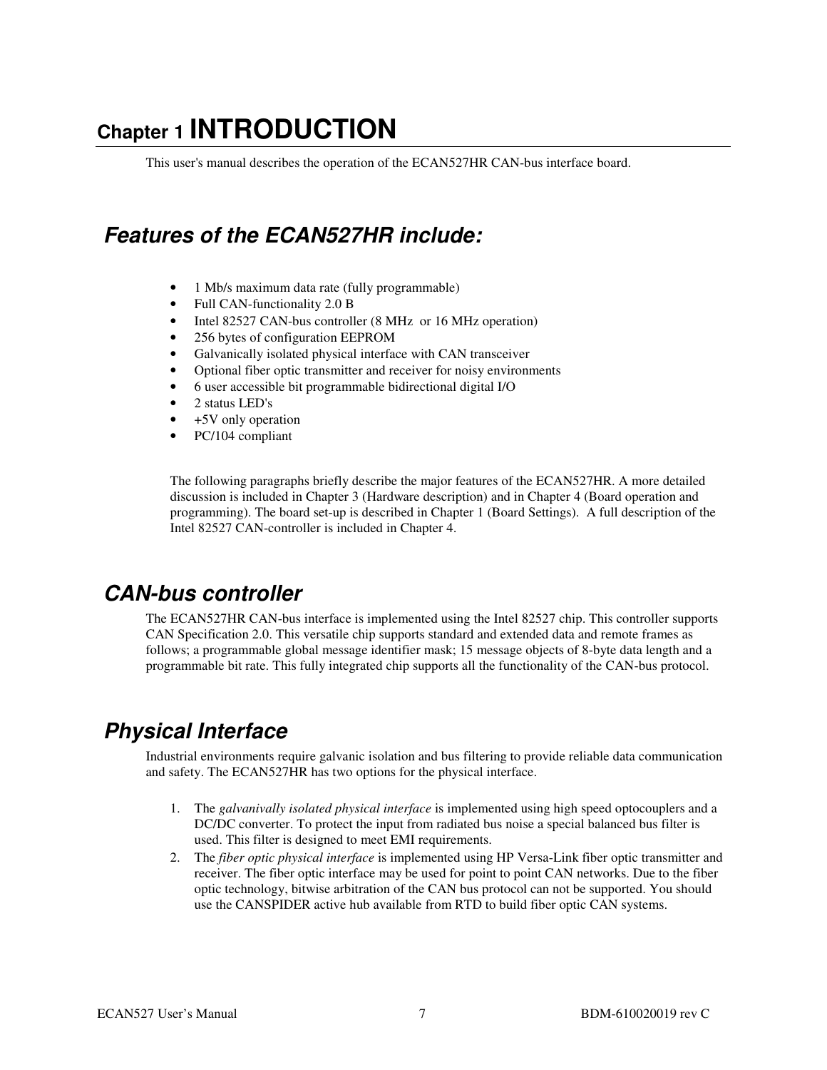# Chapter 1 INTRODUCTION

This user's manual describes the operation of the ECAN527HR CAN-bus interface board.

## *Features of the ECAN527HR include:*

- 1 Mb/s maximum data rate (fully programmable)
- Full CAN-functionality 2.0 B
- Intel 82527 CAN-bus controller (8 MHz  or 16 MHz operation)
- 256 bytes of configuration EEPROM
- Galvanically isolated physical interface with CAN transceiver
- Optional fiber optic transmitter and receiver for noisy environments
- 6 user accessible bit programmable bidirectional digital I/O
- 2 status LED's
- +5V only operation
- PC/104 compliant

The following paragraphs briefly describe the major features of the ECAN527HR. A more detailed discussion is included in Chapter 3 (Hardware description) and in Chapter 4 (Board operation and programming). The board set-up is described in Chapter 1 (Board Settings).  A full description of the Intel 82527 CAN-controller is included in Chapter 4.

## *CAN-bus controller*

The ECAN527HR CAN-bus interface is implemented using the Intel 82527 chip. This controller supports CAN Specification 2.0. This versatile chip supports standard and extended data and remote frames as follows; a programmable global message identifier mask; 15 message objects of 8-byte data length and a programmable bit rate. This fully integrated chip supports all the functionality of the CAN-bus protocol.

## *Physical Interface*

Industrial environments require galvanic isolation and bus filtering to provide reliable data communication and safety. The ECAN527HR has two options for the physical interface.

1. The *galvanivally isolated physical interface* is implemented using high speed optocouplers and a DC/DC converter. To protect the input from radiated bus noise a special balanced bus filter is used. This filter is designed to meet EMI requirements.
2. The *fiber optic physical interface* is implemented using HP Versa-Link fiber optic transmitter and receiver. The fiber optic interface may be used for point to point CAN networks. Due to the fiber optic technology, bitwise arbitration of the CAN bus protocol can not be supported. You should use the CANSPIDER active hub available from RTD to build fiber optic CAN systems.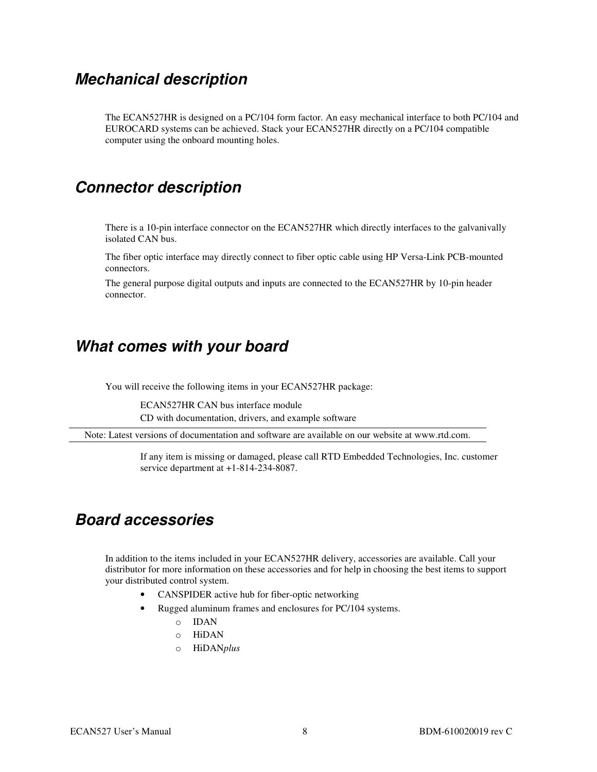## *Mechanical description*

The ECAN527HR is designed on a PC/104 form factor. An easy mechanical interface to both PC/104 and EUROCARD systems can be achieved. Stack your ECAN527HR directly on a PC/104 compatible computer using the onboard mounting holes.

## *Connector description*

There is a 10-pin interface connector on the ECAN527HR which directly interfaces to the galvanivally isolated CAN bus.

The fiber optic interface may directly connect to fiber optic cable using HP Versa-Link PCB-mounted connectors.

The general purpose digital outputs and inputs are connected to the ECAN527HR by 10-pin header connector.

## *What comes with your board*

You will receive the following items in your ECAN527HR package:

ECAN527HR CAN bus interface module
CD with documentation, drivers, and example software

Note: Latest versions of documentation and software are available on our website at www.rtd.com.

If any item is missing or damaged, please call RTD Embedded Technologies, Inc. customer service department at +1-814-234-8087.

## *Board accessories*

In addition to the items included in your ECAN527HR delivery, accessories are available. Call your distributor for more information on these accessories and for help in choosing the best items to support your distributed control system.

- CANSPIDER active hub for fiber-optic networking
- Rugged aluminum frames and enclosures for PC/104 systems.
  - IDAN
  - HiDAN
  - HiDAN*plus*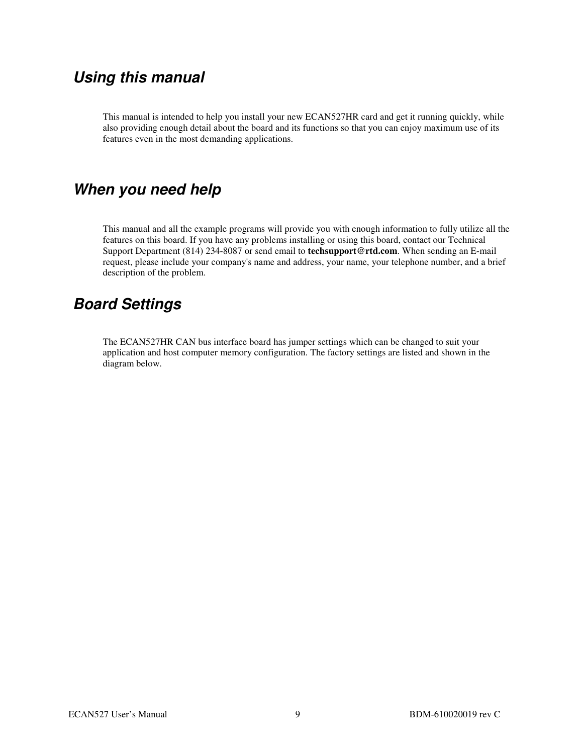## *Using this manual*

This manual is intended to help you install your new ECAN527HR card and get it running quickly, while also providing enough detail about the board and its functions so that you can enjoy maximum use of its features even in the most demanding applications.

## *When you need help*

This manual and all the example programs will provide you with enough information to fully utilize all the features on this board. If you have any problems installing or using this board, contact our Technical Support Department (814) 234-8087 or send email to **techsupport@rtd.com**. When sending an E-mail request, please include your company's name and address, your name, your telephone number, and a brief description of the problem.

## *Board Settings*

The ECAN527HR CAN bus interface board has jumper settings which can be changed to suit your application and host computer memory configuration. The factory settings are listed and shown in the diagram below.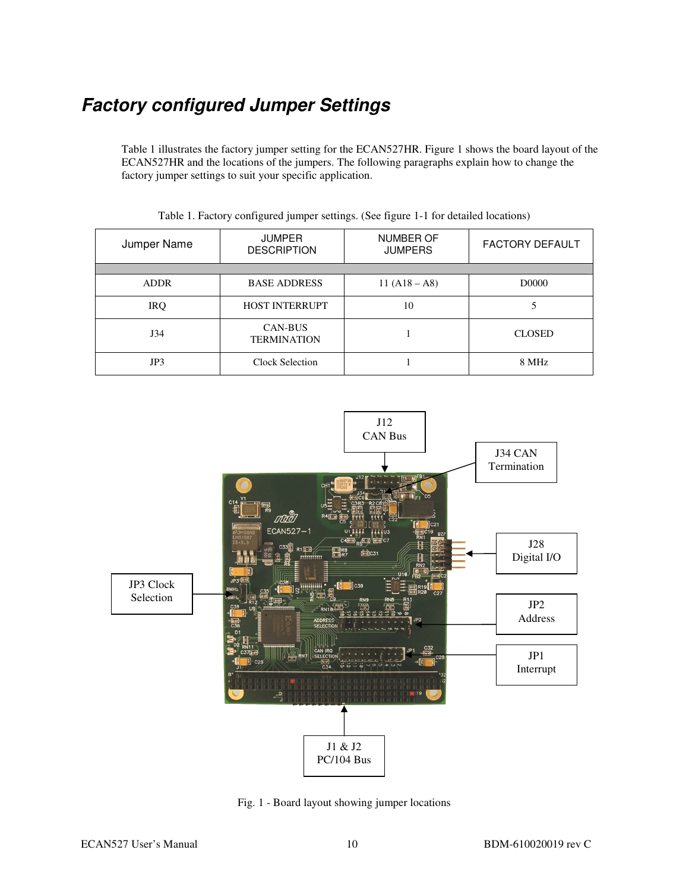# *Factory configured Jumper Settings*

Table 1 illustrates the factory jumper setting for the ECAN527HR. Figure 1 shows the board layout of the ECAN527HR and the locations of the jumpers. The following paragraphs explain how to change the factory jumper settings to suit your specific application.

Table 1. Factory configured jumper settings. (See figure 1-1 for detailed locations)

| Jumper Name | JUMPER DESCRIPTION | NUMBER OF JUMPERS | FACTORY DEFAULT |
|---|---|---|---|
| ADDR | BASE ADDRESS | 11 (A18 – A8) | D0000 |
| IRQ | HOST INTERRUPT | 10 | 5 |
| J34 | CAN-BUS TERMINATION | 1 | CLOSED |
| JP3 | Clock Selection | 1 | 8 MHz |

Fig. 1 - Board layout showing jumper locations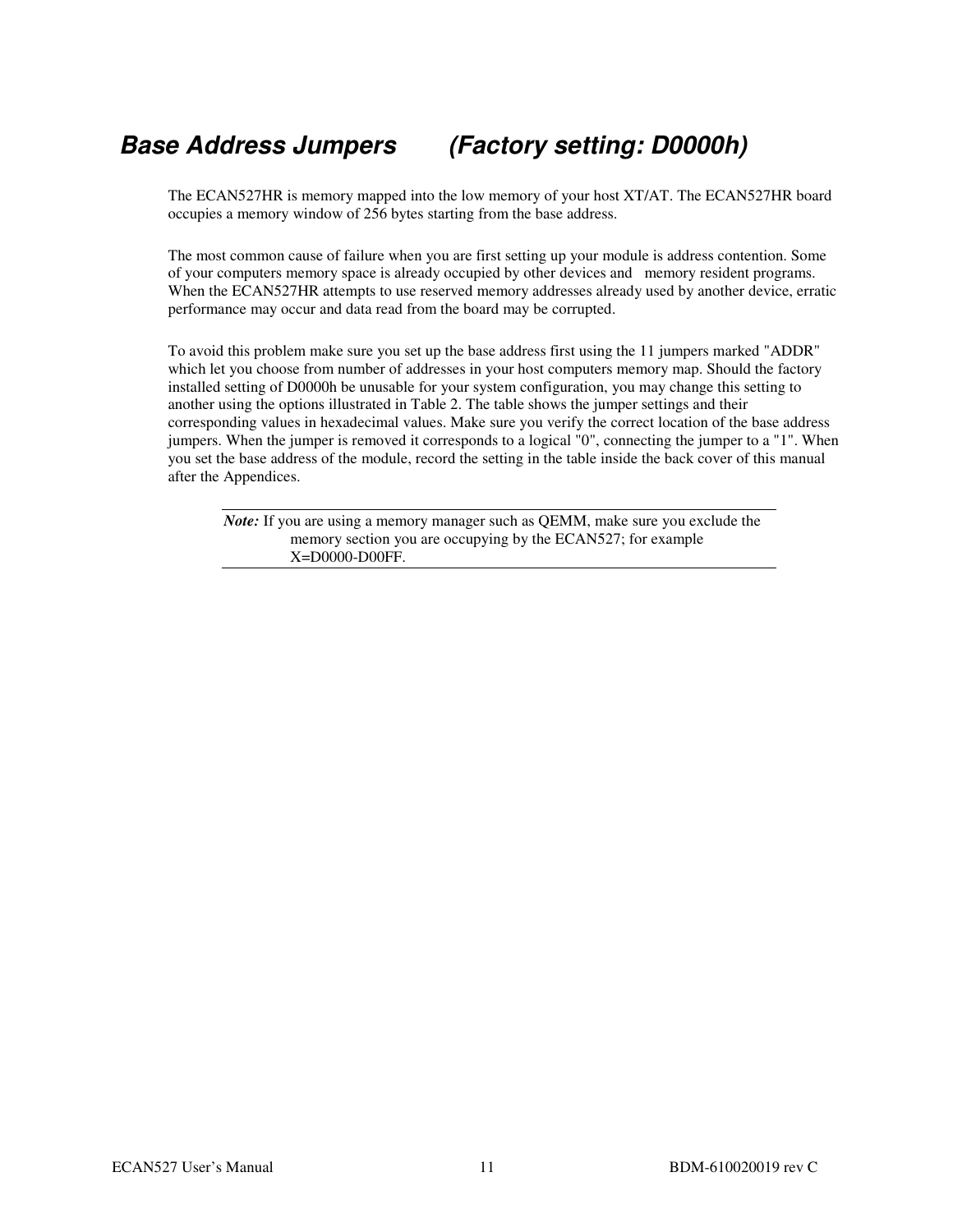## *Base Address Jumpers (Factory setting: D0000h)*

The ECAN527HR is memory mapped into the low memory of your host XT/AT. The ECAN527HR board occupies a memory window of 256 bytes starting from the base address.

The most common cause of failure when you are first setting up your module is address contention. Some of your computers memory space is already occupied by other devices and memory resident programs. When the ECAN527HR attempts to use reserved memory addresses already used by another device, erratic performance may occur and data read from the board may be corrupted.

To avoid this problem make sure you set up the base address first using the 11 jumpers marked "ADDR" which let you choose from number of addresses in your host computers memory map. Should the factory installed setting of D0000h be unusable for your system configuration, you may change this setting to another using the options illustrated in Table 2. The table shows the jumper settings and their corresponding values in hexadecimal values. Make sure you verify the correct location of the base address jumpers. When the jumper is removed it corresponds to a logical "0", connecting the jumper to a "1". When you set the base address of the module, record the setting in the table inside the back cover of this manual after the Appendices.

---

***Note:*** If you are using a memory manager such as QEMM, make sure you exclude the memory section you are occupying by the ECAN527; for example X=D0000-D00FF.

---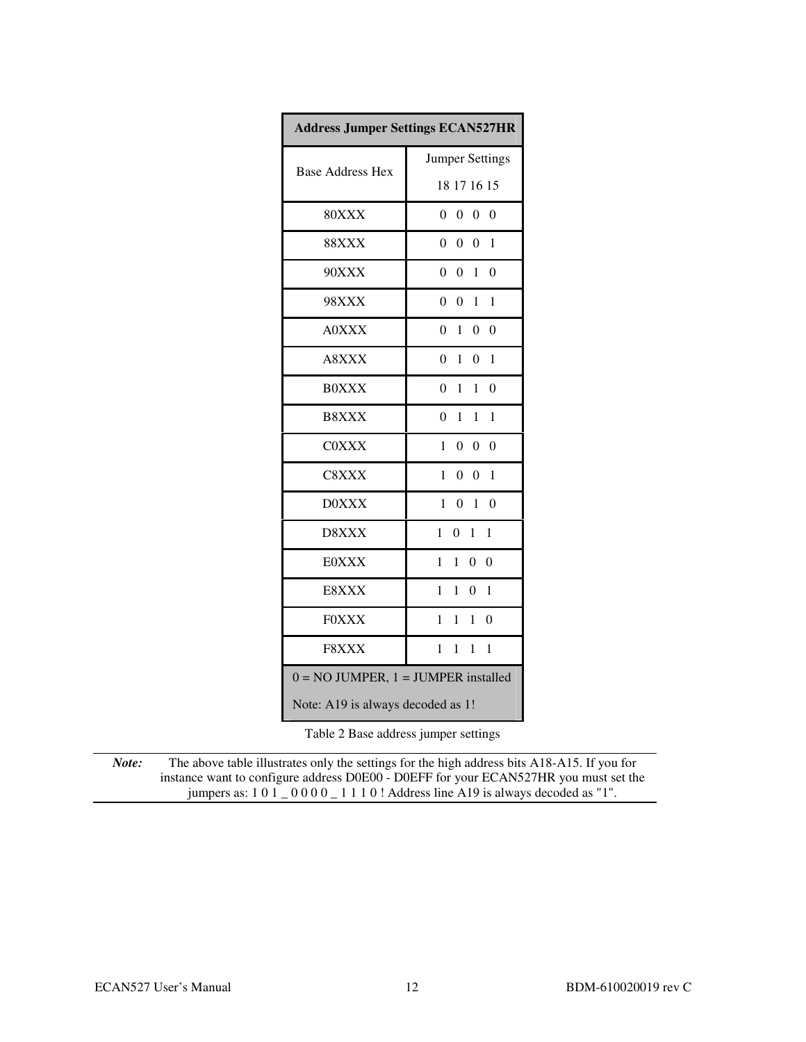| Address Jumper Settings ECAN527HR | |
|---|---|
| Base Address Hex | Jumper Settings<br>18 17 16 15 |
| 80XXX | 0 0 0 0 |
| 88XXX | 0 0 0 1 |
| 90XXX | 0 0 1 0 |
| 98XXX | 0 0 1 1 |
| A0XXX | 0 1 0 0 |
| A8XXX | 0 1 0 1 |
| B0XXX | 0 1 1 0 |
| B8XXX | 0 1 1 1 |
| C0XXX | 1 0 0 0 |
| C8XXX | 1 0 0 1 |
| D0XXX | 1 0 1 0 |
| D8XXX | 1 0 1 1 |
| E0XXX | 1 1 0 0 |
| E8XXX | 1 1 0 1 |
| F0XXX | 1 1 1 0 |
| F8XXX | 1 1 1 1 |
| 0 = NO JUMPER, 1 = JUMPER installed<br>Note: A19 is always decoded as 1! | |

Table 2 Base address jumper settings

***Note:*** The above table illustrates only the settings for the high address bits A18-A15. If you for instance want to configure address D0E00 - D0EFF for your ECAN527HR you must set the jumpers as: 1 0 1 _ 0 0 0 0 _ 1 1 1 0 ! Address line A19 is always decoded as "1".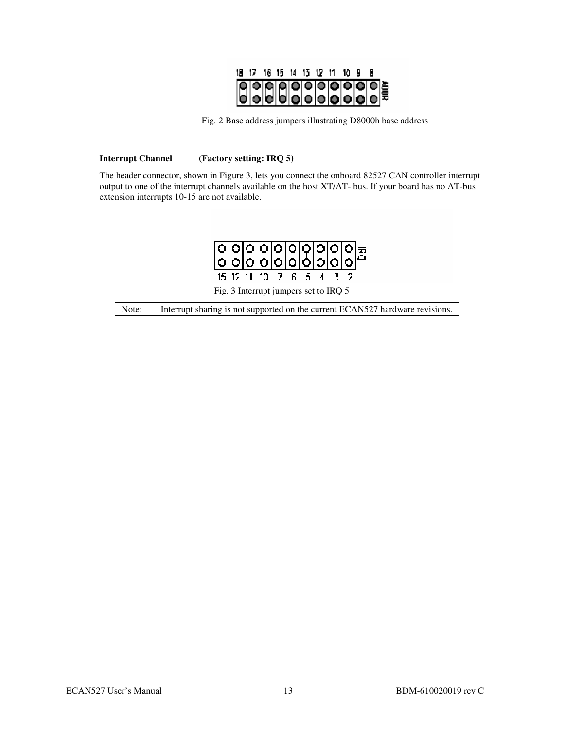Fig. 2 Base address jumpers illustrating D8000h base address

**Interrupt Channel (Factory setting: IRQ 5)**

The header connector, shown in Figure 3, lets you connect the onboard 82527 CAN controller interrupt output to one of the interrupt channels available on the host XT/AT- bus. If your board has no AT-bus extension interrupts 10-15 are not available.

Fig. 3 Interrupt jumpers set to IRQ 5

Note: Interrupt sharing is not supported on the current ECAN527 hardware revisions.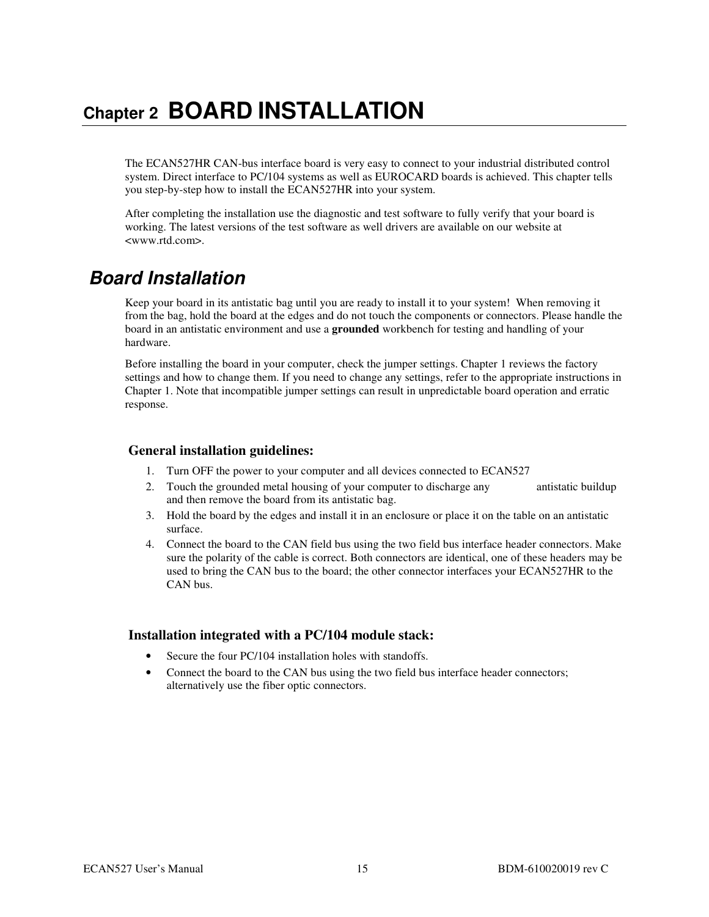# Chapter 2 BOARD INSTALLATION

The ECAN527HR CAN-bus interface board is very easy to connect to your industrial distributed control system. Direct interface to PC/104 systems as well as EUROCARD boards is achieved. This chapter tells you step-by-step how to install the ECAN527HR into your system.

After completing the installation use the diagnostic and test software to fully verify that your board is working. The latest versions of the test software as well drivers are available on our website at <www.rtd.com>.

## Board Installation

Keep your board in its antistatic bag until you are ready to install it to your system! When removing it from the bag, hold the board at the edges and do not touch the components or connectors. Please handle the board in an antistatic environment and use a **grounded** workbench for testing and handling of your hardware.

Before installing the board in your computer, check the jumper settings. Chapter 1 reviews the factory settings and how to change them. If you need to change any settings, refer to the appropriate instructions in Chapter 1. Note that incompatible jumper settings can result in unpredictable board operation and erratic response.

### General installation guidelines:

1. Turn OFF the power to your computer and all devices connected to ECAN527
2. Touch the grounded metal housing of your computer to discharge any antistatic buildup and then remove the board from its antistatic bag.
3. Hold the board by the edges and install it in an enclosure or place it on the table on an antistatic surface.
4. Connect the board to the CAN field bus using the two field bus interface header connectors. Make sure the polarity of the cable is correct. Both connectors are identical, one of these headers may be used to bring the CAN bus to the board; the other connector interfaces your ECAN527HR to the CAN bus.

### Installation integrated with a PC/104 module stack:

- Secure the four PC/104 installation holes with standoffs.
- Connect the board to the CAN bus using the two field bus interface header connectors; alternatively use the fiber optic connectors.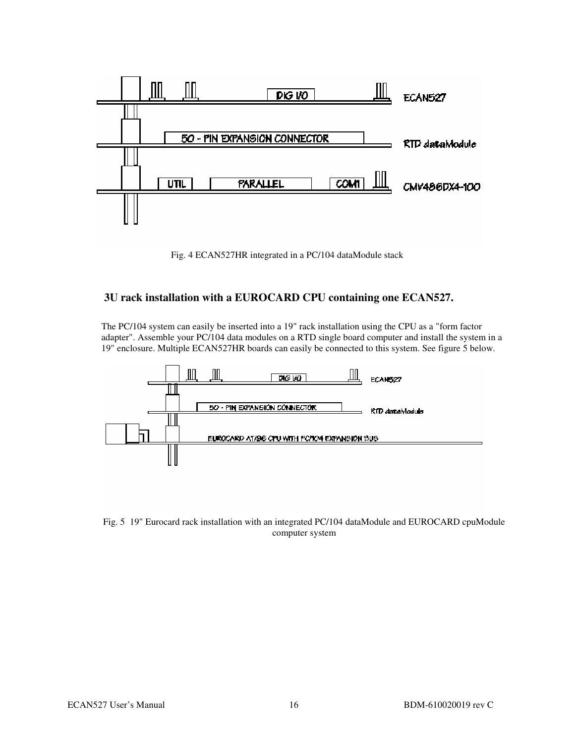Fig. 4 ECAN527HR integrated in a PC/104 dataModule stack

## 3U rack installation with a EUROCARD CPU containing one ECAN527.

The PC/104 system can easily be inserted into a 19" rack installation using the CPU as a "form factor adapter". Assemble your PC/104 data modules on a RTD single board computer and install the system in a 19" enclosure. Multiple ECAN527HR boards can easily be connected to this system. See figure 5 below.

Fig. 5 19" Eurocard rack installation with an integrated PC/104 dataModule and EUROCARD cpuModule computer system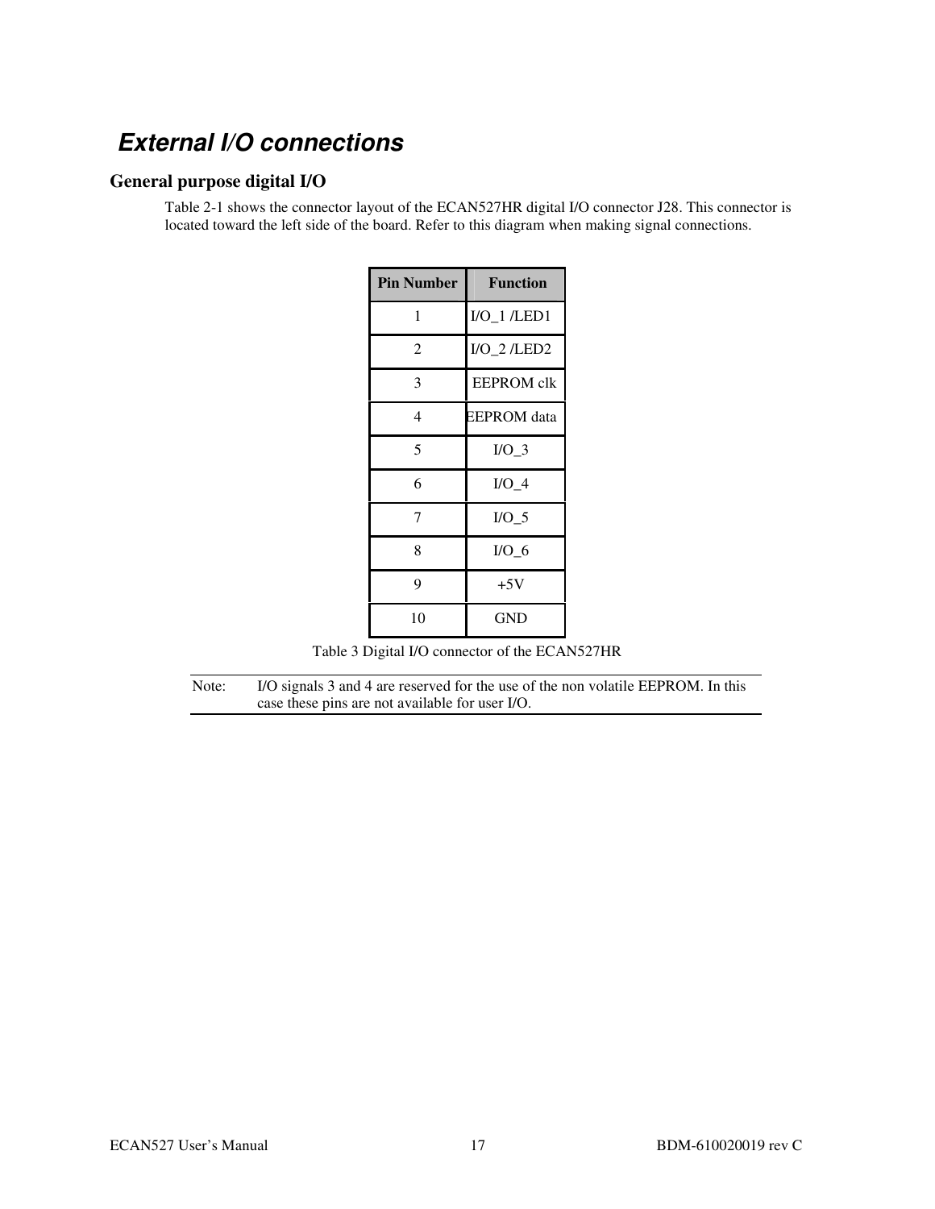## *External I/O connections*

### General purpose digital I/O

Table 2-1 shows the connector layout of the ECAN527HR digital I/O connector J28. This connector is located toward the left side of the board. Refer to this diagram when making signal connections.

| Pin Number | Function |
|---|---|
| 1 | I/O_1 /LED1 |
| 2 | I/O_2 /LED2 |
| 3 | EEPROM clk |
| 4 | EEPROM data |
| 5 | I/O_3 |
| 6 | I/O_4 |
| 7 | I/O_5 |
| 8 | I/O_6 |
| 9 | +5V |
| 10 | GND |

Table 3 Digital I/O connector of the ECAN527HR

Note: I/O signals 3 and 4 are reserved for the use of the non volatile EEPROM. In this case these pins are not available for user I/O.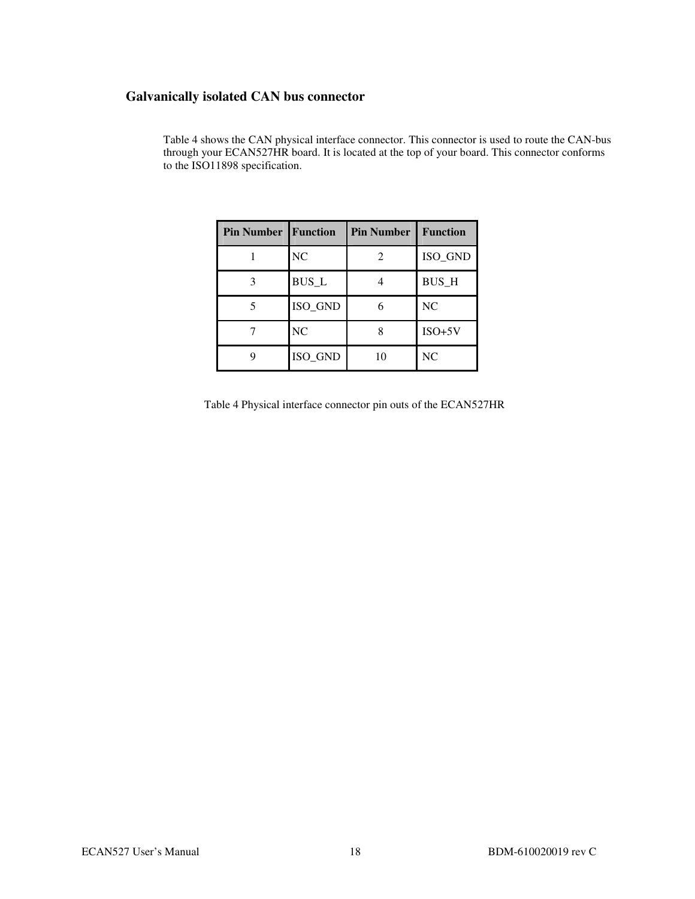## Galvanically isolated CAN bus connector

Table 4 shows the CAN physical interface connector. This connector is used to route the CAN-bus through your ECAN527HR board. It is located at the top of your board. This connector conforms to the ISO11898 specification.

| Pin Number | Function | Pin Number | Function |
|---|---|---|---|
| 1 | NC | 2 | ISO_GND |
| 3 | BUS_L | 4 | BUS_H |
| 5 | ISO_GND | 6 | NC |
| 7 | NC | 8 | ISO+5V |
| 9 | ISO_GND | 10 | NC |

Table 4 Physical interface connector pin outs of the ECAN527HR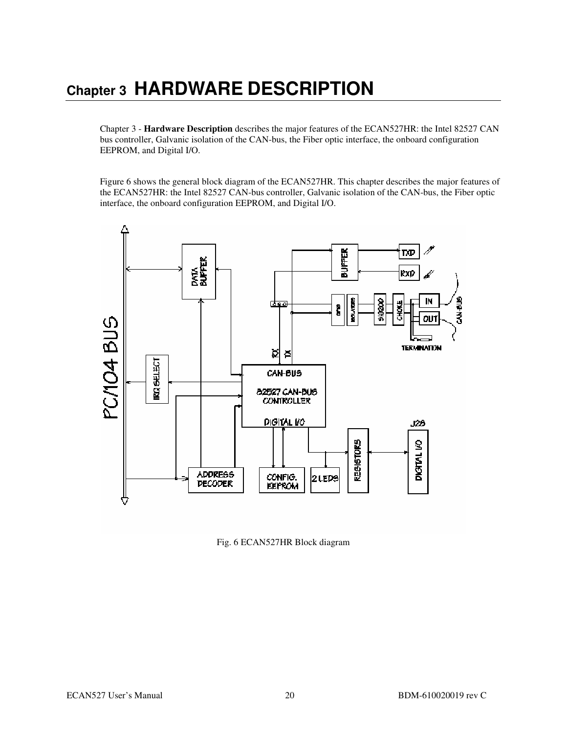# Chapter 3 HARDWARE DESCRIPTION

Chapter 3 - **Hardware Description** describes the major features of the ECAN527HR: the Intel 82527 CAN bus controller, Galvanic isolation of the CAN-bus, the Fiber optic interface, the onboard configuration EEPROM, and Digital I/O.

Figure 6 shows the general block diagram of the ECAN527HR. This chapter describes the major features of the ECAN527HR: the Intel 82527 CAN-bus controller, Galvanic isolation of the CAN-bus, the Fiber optic interface, the onboard configuration EEPROM, and Digital I/O.

Fig. 6 ECAN527HR Block diagram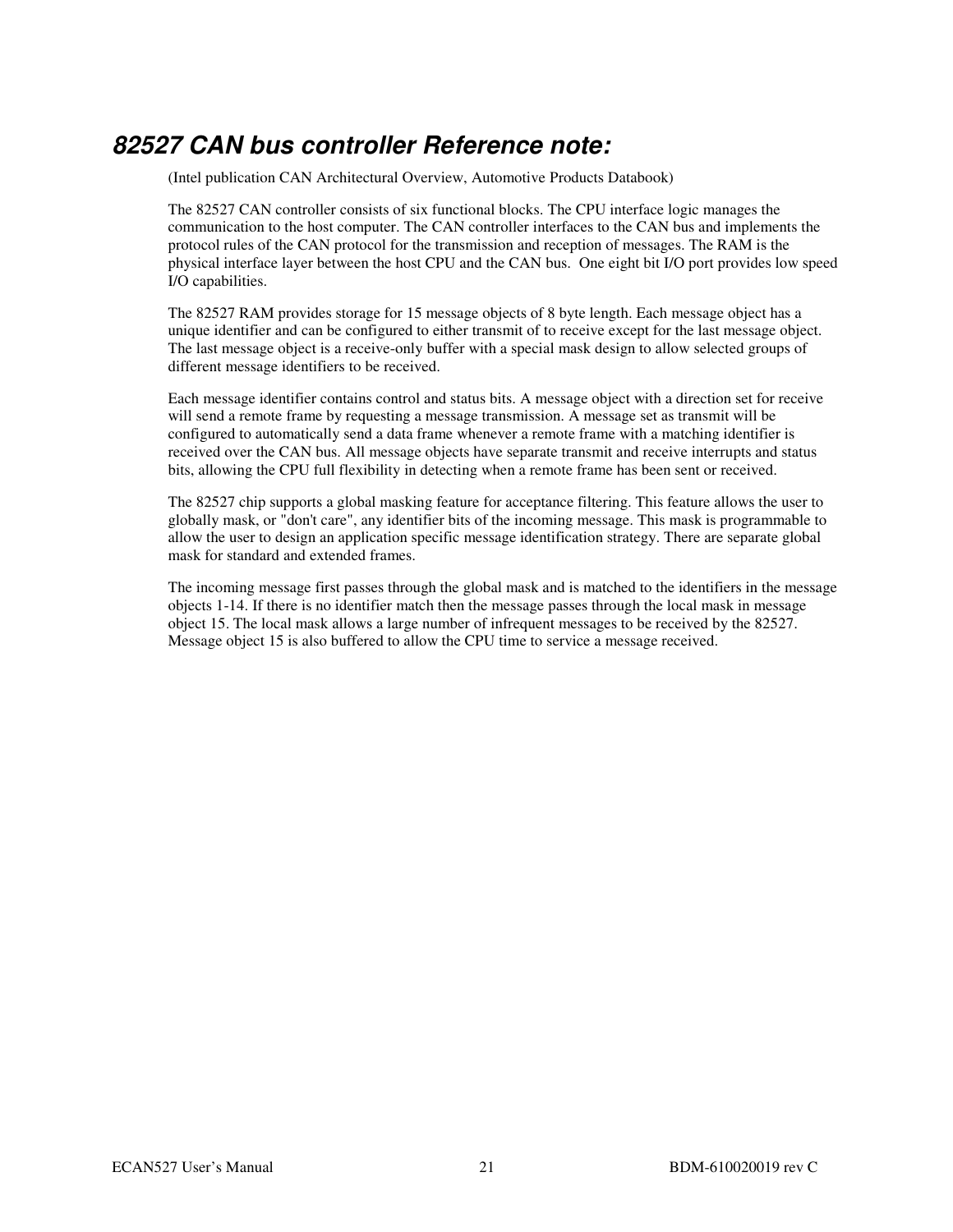## *82527 CAN bus controller Reference note:*

(Intel publication CAN Architectural Overview, Automotive Products Databook)

The 82527 CAN controller consists of six functional blocks. The CPU interface logic manages the communication to the host computer. The CAN controller interfaces to the CAN bus and implements the protocol rules of the CAN protocol for the transmission and reception of messages. The RAM is the physical interface layer between the host CPU and the CAN bus.  One eight bit I/O port provides low speed I/O capabilities.

The 82527 RAM provides storage for 15 message objects of 8 byte length. Each message object has a unique identifier and can be configured to either transmit of to receive except for the last message object. The last message object is a receive-only buffer with a special mask design to allow selected groups of different message identifiers to be received.

Each message identifier contains control and status bits. A message object with a direction set for receive will send a remote frame by requesting a message transmission. A message set as transmit will be configured to automatically send a data frame whenever a remote frame with a matching identifier is received over the CAN bus. All message objects have separate transmit and receive interrupts and status bits, allowing the CPU full flexibility in detecting when a remote frame has been sent or received.

The 82527 chip supports a global masking feature for acceptance filtering. This feature allows the user to globally mask, or "don't care", any identifier bits of the incoming message. This mask is programmable to allow the user to design an application specific message identification strategy. There are separate global mask for standard and extended frames.

The incoming message first passes through the global mask and is matched to the identifiers in the message objects 1-14. If there is no identifier match then the message passes through the local mask in message object 15. The local mask allows a large number of infrequent messages to be received by the 82527. Message object 15 is also buffered to allow the CPU time to service a message received.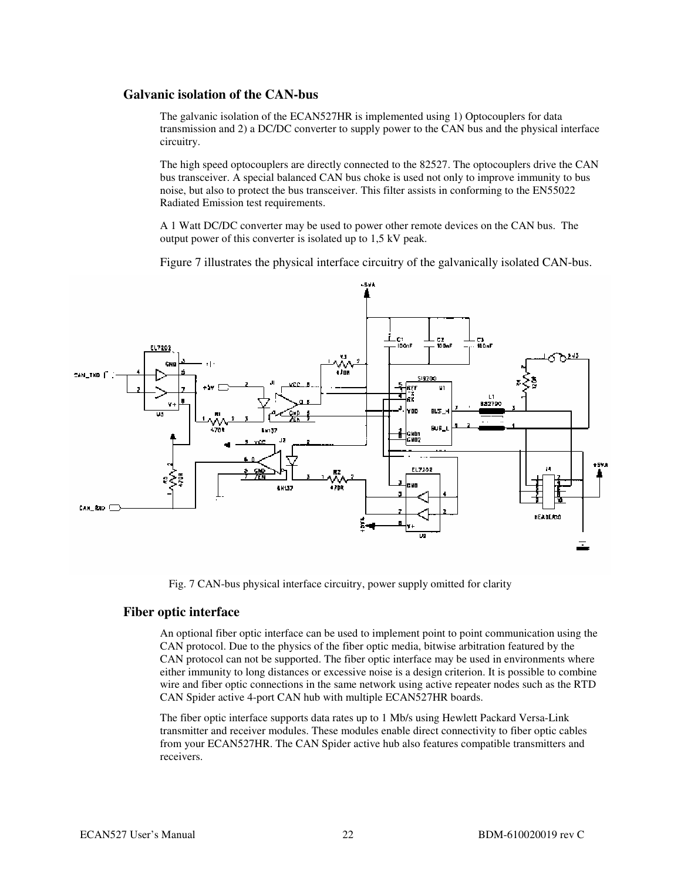## Galvanic isolation of the CAN-bus

The galvanic isolation of the ECAN527HR is implemented using 1) Optocouplers for data transmission and 2) a DC/DC converter to supply power to the CAN bus and the physical interface circuitry.

The high speed optocouplers are directly connected to the 82527. The optocouplers drive the CAN bus transceiver. A special balanced CAN bus choke is used not only to improve immunity to bus noise, but also to protect the bus transceiver. This filter assists in conforming to the EN55022 Radiated Emission test requirements.

A 1 Watt DC/DC converter may be used to power other remote devices on the CAN bus. The output power of this converter is isolated up to 1,5 kV peak.

Figure 7 illustrates the physical interface circuitry of the galvanically isolated CAN-bus.

Fig. 7 CAN-bus physical interface circuitry, power supply omitted for clarity

## Fiber optic interface

An optional fiber optic interface can be used to implement point to point communication using the CAN protocol. Due to the physics of the fiber optic media, bitwise arbitration featured by the CAN protocol can not be supported. The fiber optic interface may be used in environments where either immunity to long distances or excessive noise is a design criterion. It is possible to combine wire and fiber optic connections in the same network using active repeater nodes such as the RTD CAN Spider active 4-port CAN hub with multiple ECAN527HR boards.

The fiber optic interface supports data rates up to 1 Mb/s using Hewlett Packard Versa-Link transmitter and receiver modules. These modules enable direct connectivity to fiber optic cables from your ECAN527HR. The CAN Spider active hub also features compatible transmitters and receivers.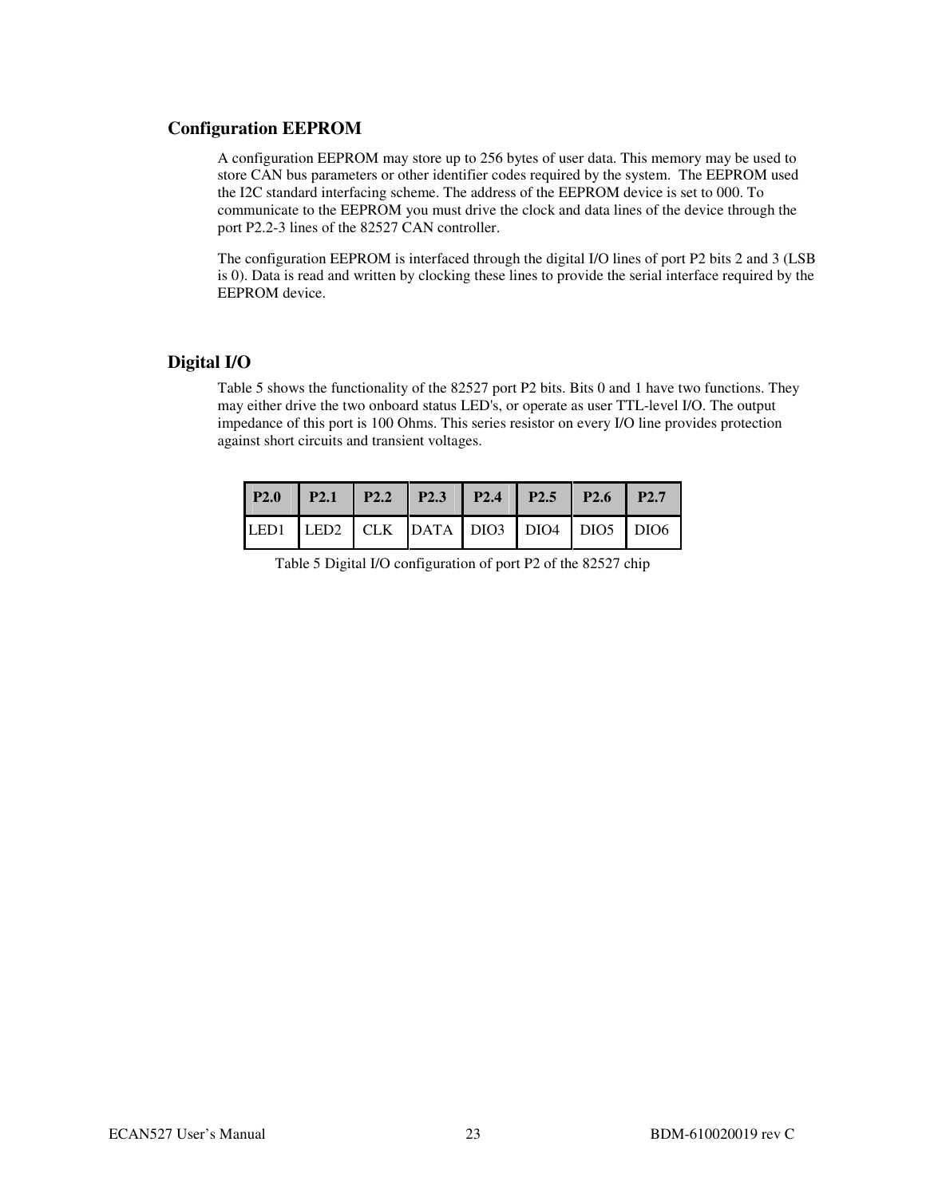## Configuration EEPROM

A configuration EEPROM may store up to 256 bytes of user data. This memory may be used to store CAN bus parameters or other identifier codes required by the system. The EEPROM used the I2C standard interfacing scheme. The address of the EEPROM device is set to 000. To communicate to the EEPROM you must drive the clock and data lines of the device through the port P2.2-3 lines of the 82527 CAN controller.

The configuration EEPROM is interfaced through the digital I/O lines of port P2 bits 2 and 3 (LSB is 0). Data is read and written by clocking these lines to provide the serial interface required by the EEPROM device.

## Digital I/O

Table 5 shows the functionality of the 82527 port P2 bits. Bits 0 and 1 have two functions. They may either drive the two onboard status LED's, or operate as user TTL-level I/O. The output impedance of this port is 100 Ohms. This series resistor on every I/O line provides protection against short circuits and transient voltages.

| P2.0 | P2.1 | P2.2 | P2.3 | P2.4 | P2.5 | P2.6 | P2.7 |
|---|---|---|---|---|---|---|---|
| LED1 | LED2 | CLK | DATA | DIO3 | DIO4 | DIO5 | DIO6 |

Table 5 Digital I/O configuration of port P2 of the 82527 chip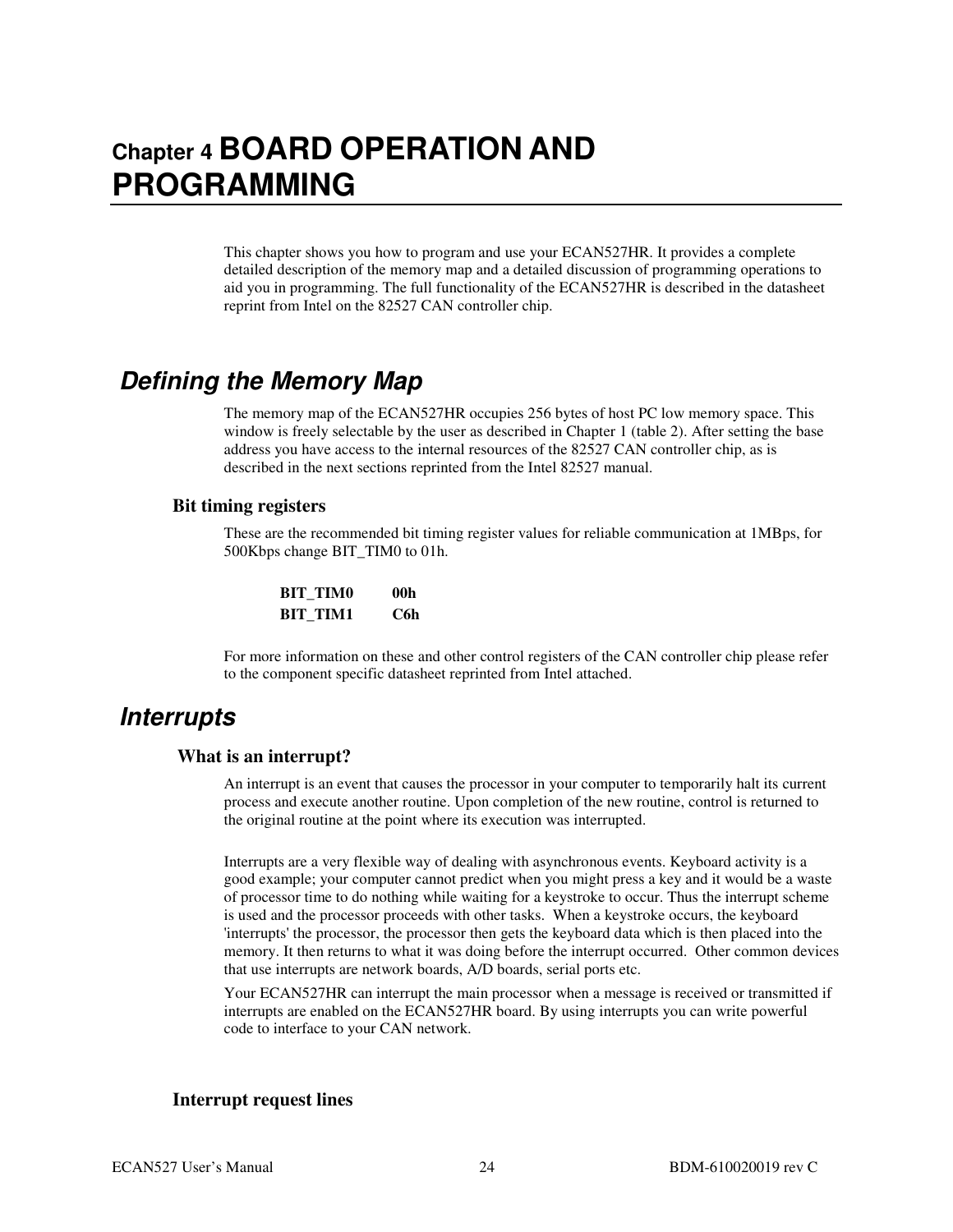# Chapter 4 BOARD OPERATION AND PROGRAMMING

This chapter shows you how to program and use your ECAN527HR. It provides a complete detailed description of the memory map and a detailed discussion of programming operations to aid you in programming. The full functionality of the ECAN527HR is described in the datasheet reprint from Intel on the 82527 CAN controller chip.

## *Defining the Memory Map*

The memory map of the ECAN527HR occupies 256 bytes of host PC low memory space. This window is freely selectable by the user as described in Chapter 1 (table 2). After setting the base address you have access to the internal resources of the 82527 CAN controller chip, as is described in the next sections reprinted from the Intel 82527 manual.

### Bit timing registers

These are the recommended bit timing register values for reliable communication at 1MBps, for 500Kbps change BIT_TIM0 to 01h.

**BIT_TIM0 00h**
**BIT_TIM1 C6h**

For more information on these and other control registers of the CAN controller chip please refer to the component specific datasheet reprinted from Intel attached.

## *Interrupts*

### What is an interrupt?

An interrupt is an event that causes the processor in your computer to temporarily halt its current process and execute another routine. Upon completion of the new routine, control is returned to the original routine at the point where its execution was interrupted.

Interrupts are a very flexible way of dealing with asynchronous events. Keyboard activity is a good example; your computer cannot predict when you might press a key and it would be a waste of processor time to do nothing while waiting for a keystroke to occur. Thus the interrupt scheme is used and the processor proceeds with other tasks. When a keystroke occurs, the keyboard 'interrupts' the processor, the processor then gets the keyboard data which is then placed into the memory. It then returns to what it was doing before the interrupt occurred. Other common devices that use interrupts are network boards, A/D boards, serial ports etc.

Your ECAN527HR can interrupt the main processor when a message is received or transmitted if interrupts are enabled on the ECAN527HR board. By using interrupts you can write powerful code to interface to your CAN network.

### Interrupt request lines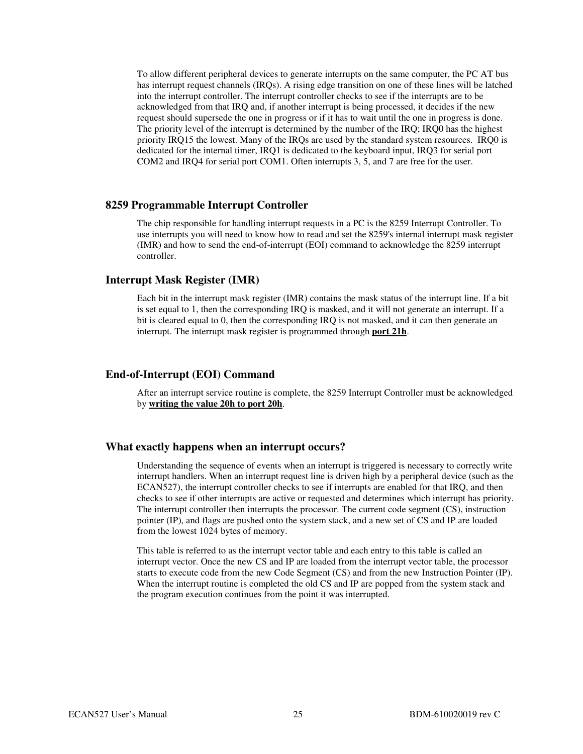To allow different peripheral devices to generate interrupts on the same computer, the PC AT bus has interrupt request channels (IRQs). A rising edge transition on one of these lines will be latched into the interrupt controller. The interrupt controller checks to see if the interrupts are to be acknowledged from that IRQ and, if another interrupt is being processed, it decides if the new request should supersede the one in progress or if it has to wait until the one in progress is done. The priority level of the interrupt is determined by the number of the IRQ; IRQ0 has the highest priority IRQ15 the lowest. Many of the IRQs are used by the standard system resources. IRQ0 is dedicated for the internal timer, IRQ1 is dedicated to the keyboard input, IRQ3 for serial port COM2 and IRQ4 for serial port COM1. Often interrupts 3, 5, and 7 are free for the user.

## 8259 Programmable Interrupt Controller

The chip responsible for handling interrupt requests in a PC is the 8259 Interrupt Controller. To use interrupts you will need to know how to read and set the 8259's internal interrupt mask register (IMR) and how to send the end-of-interrupt (EOI) command to acknowledge the 8259 interrupt controller.

## Interrupt Mask Register (IMR)

Each bit in the interrupt mask register (IMR) contains the mask status of the interrupt line. If a bit is set equal to 1, then the corresponding IRQ is masked, and it will not generate an interrupt. If a bit is cleared equal to 0, then the corresponding IRQ is not masked, and it can then generate an interrupt. The interrupt mask register is programmed through **port 21h**.

## End-of-Interrupt (EOI) Command

After an interrupt service routine is complete, the 8259 Interrupt Controller must be acknowledged by **writing the value 20h to port 20h**.

## What exactly happens when an interrupt occurs?

Understanding the sequence of events when an interrupt is triggered is necessary to correctly write interrupt handlers. When an interrupt request line is driven high by a peripheral device (such as the ECAN527), the interrupt controller checks to see if interrupts are enabled for that IRQ, and then checks to see if other interrupts are active or requested and determines which interrupt has priority. The interrupt controller then interrupts the processor. The current code segment (CS), instruction pointer (IP), and flags are pushed onto the system stack, and a new set of CS and IP are loaded from the lowest 1024 bytes of memory.

This table is referred to as the interrupt vector table and each entry to this table is called an interrupt vector. Once the new CS and IP are loaded from the interrupt vector table, the processor starts to execute code from the new Code Segment (CS) and from the new Instruction Pointer (IP). When the interrupt routine is completed the old CS and IP are popped from the system stack and the program execution continues from the point it was interrupted.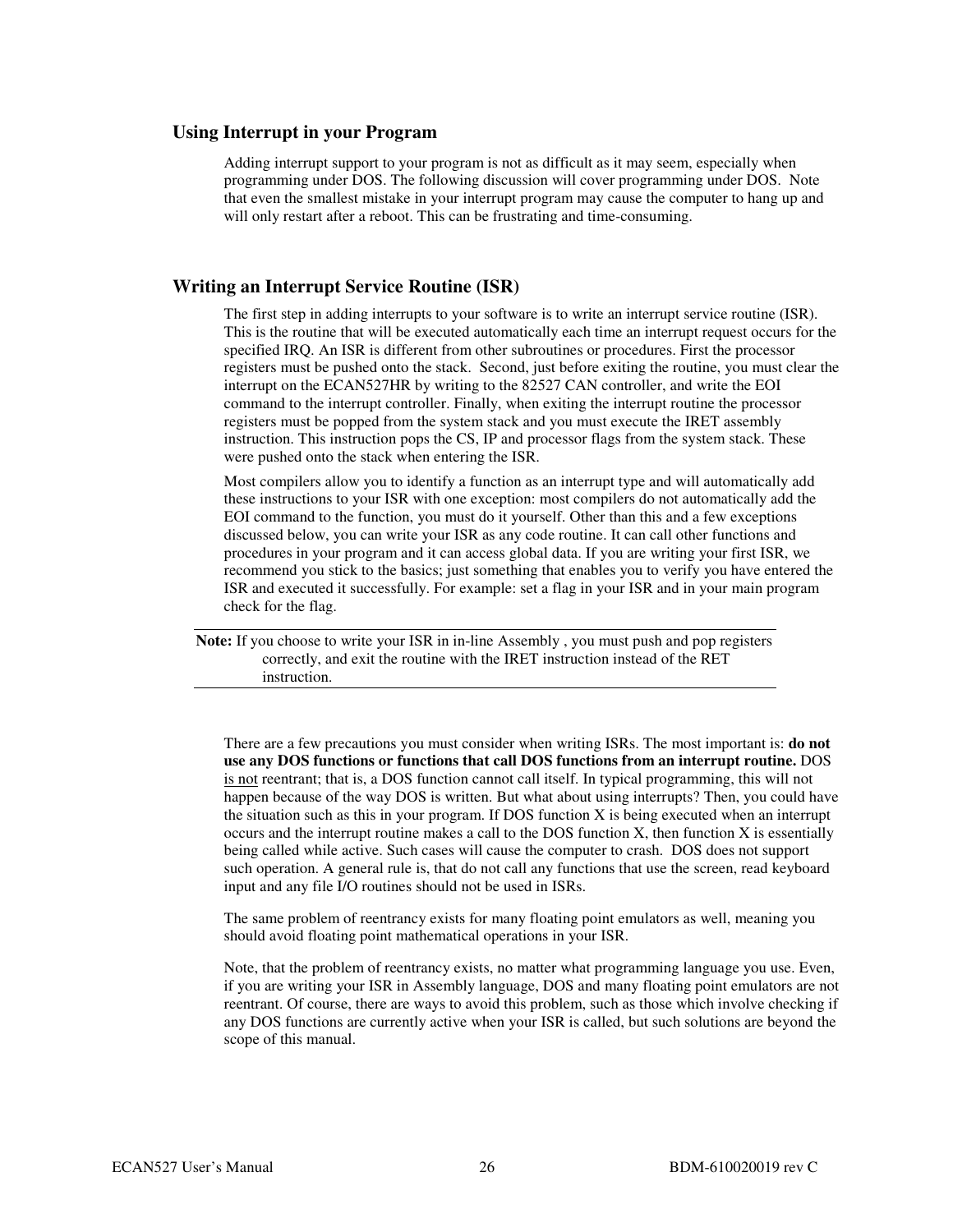## Using Interrupt in your Program

Adding interrupt support to your program is not as difficult as it may seem, especially when programming under DOS. The following discussion will cover programming under DOS. Note that even the smallest mistake in your interrupt program may cause the computer to hang up and will only restart after a reboot. This can be frustrating and time-consuming.

## Writing an Interrupt Service Routine (ISR)

The first step in adding interrupts to your software is to write an interrupt service routine (ISR). This is the routine that will be executed automatically each time an interrupt request occurs for the specified IRQ. An ISR is different from other subroutines or procedures. First the processor registers must be pushed onto the stack. Second, just before exiting the routine, you must clear the interrupt on the ECAN527HR by writing to the 82527 CAN controller, and write the EOI command to the interrupt controller. Finally, when exiting the interrupt routine the processor registers must be popped from the system stack and you must execute the IRET assembly instruction. This instruction pops the CS, IP and processor flags from the system stack. These were pushed onto the stack when entering the ISR.

Most compilers allow you to identify a function as an interrupt type and will automatically add these instructions to your ISR with one exception: most compilers do not automatically add the EOI command to the function, you must do it yourself. Other than this and a few exceptions discussed below, you can write your ISR as any code routine. It can call other functions and procedures in your program and it can access global data. If you are writing your first ISR, we recommend you stick to the basics; just something that enables you to verify you have entered the ISR and executed it successfully. For example: set a flag in your ISR and in your main program check for the flag.

---

**Note:** If you choose to write your ISR in in-line Assembly , you must push and pop registers correctly, and exit the routine with the IRET instruction instead of the RET instruction.

---

There are a few precautions you must consider when writing ISRs. The most important is: **do not use any DOS functions or functions that call DOS functions from an interrupt routine.** DOS is not reentrant; that is, a DOS function cannot call itself. In typical programming, this will not happen because of the way DOS is written. But what about using interrupts? Then, you could have the situation such as this in your program. If DOS function X is being executed when an interrupt occurs and the interrupt routine makes a call to the DOS function X, then function X is essentially being called while active. Such cases will cause the computer to crash. DOS does not support such operation. A general rule is, that do not call any functions that use the screen, read keyboard input and any file I/O routines should not be used in ISRs.

The same problem of reentrancy exists for many floating point emulators as well, meaning you should avoid floating point mathematical operations in your ISR.

Note, that the problem of reentrancy exists, no matter what programming language you use. Even, if you are writing your ISR in Assembly language, DOS and many floating point emulators are not reentrant. Of course, there are ways to avoid this problem, such as those which involve checking if any DOS functions are currently active when your ISR is called, but such solutions are beyond the scope of this manual.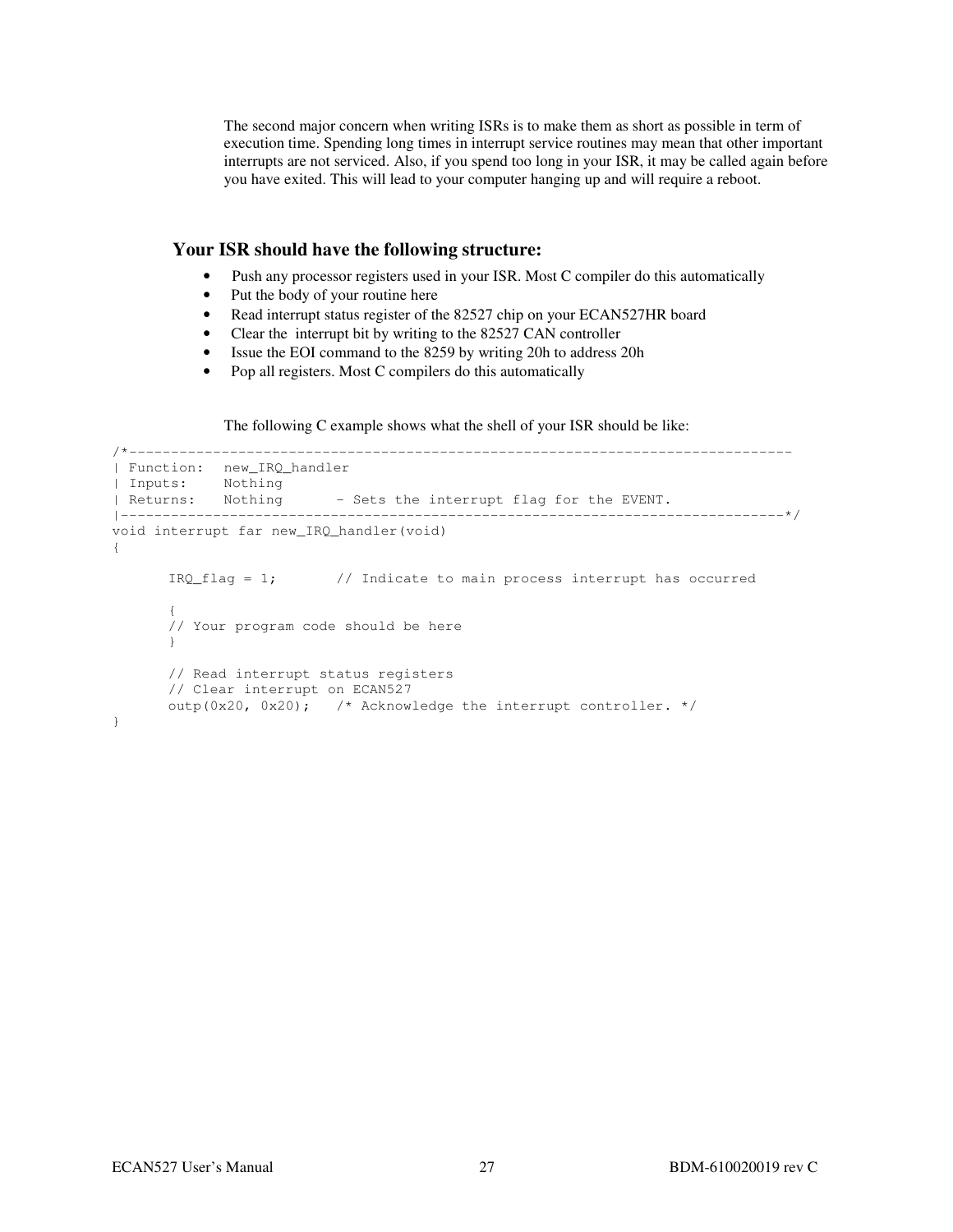The second major concern when writing ISRs is to make them as short as possible in term of execution time. Spending long times in interrupt service routines may mean that other important interrupts are not serviced. Also, if you spend too long in your ISR, it may be called again before you have exited. This will lead to your computer hanging up and will require a reboot.

## Your ISR should have the following structure:

- Push any processor registers used in your ISR. Most C compiler do this automatically
- Put the body of your routine here
- Read interrupt status register of the 82527 chip on your ECAN527HR board
- Clear the interrupt bit by writing to the 82527 CAN controller
- Issue the EOI command to the 8259 by writing 20h to address 20h
- Pop all registers. Most C compilers do this automatically

The following C example shows what the shell of your ISR should be like:

```
/*-----------------------------------------------------------------------------
| Function:  new_IRQ_handler
| Inputs:    Nothing
| Returns:   Nothing      - Sets the interrupt flag for the EVENT.
|-----------------------------------------------------------------------------*/
void interrupt far new_IRQ_handler(void)
{

       IRQ_flag = 1;       // Indicate to main process interrupt has occurred

       {
       // Your program code should be here
       }

       // Read interrupt status registers
       // Clear interrupt on ECAN527
       outp(0x20, 0x20);   /* Acknowledge the interrupt controller. */
}
```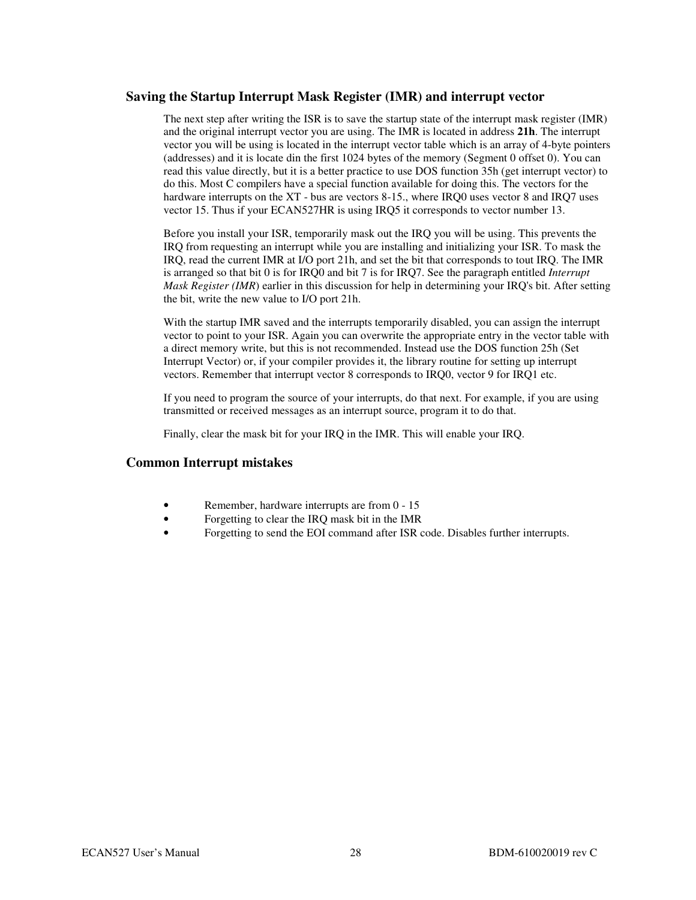## Saving the Startup Interrupt Mask Register (IMR) and interrupt vector

The next step after writing the ISR is to save the startup state of the interrupt mask register (IMR) and the original interrupt vector you are using. The IMR is located in address **21h**. The interrupt vector you will be using is located in the interrupt vector table which is an array of 4-byte pointers (addresses) and it is locate din the first 1024 bytes of the memory (Segment 0 offset 0). You can read this value directly, but it is a better practice to use DOS function 35h (get interrupt vector) to do this. Most C compilers have a special function available for doing this. The vectors for the hardware interrupts on the XT - bus are vectors 8-15., where IRQ0 uses vector 8 and IRQ7 uses vector 15. Thus if your ECAN527HR is using IRQ5 it corresponds to vector number 13.

Before you install your ISR, temporarily mask out the IRQ you will be using. This prevents the IRQ from requesting an interrupt while you are installing and initializing your ISR. To mask the IRQ, read the current IMR at I/O port 21h, and set the bit that corresponds to tout IRQ. The IMR is arranged so that bit 0 is for IRQ0 and bit 7 is for IRQ7. See the paragraph entitled *Interrupt Mask Register (IMR)* earlier in this discussion for help in determining your IRQ's bit. After setting the bit, write the new value to I/O port 21h.

With the startup IMR saved and the interrupts temporarily disabled, you can assign the interrupt vector to point to your ISR. Again you can overwrite the appropriate entry in the vector table with a direct memory write, but this is not recommended. Instead use the DOS function 25h (Set Interrupt Vector) or, if your compiler provides it, the library routine for setting up interrupt vectors. Remember that interrupt vector 8 corresponds to IRQ0, vector 9 for IRQ1 etc.

If you need to program the source of your interrupts, do that next. For example, if you are using transmitted or received messages as an interrupt source, program it to do that.

Finally, clear the mask bit for your IRQ in the IMR. This will enable your IRQ.

## Common Interrupt mistakes

- Remember, hardware interrupts are from 0 - 15
- Forgetting to clear the IRQ mask bit in the IMR
- Forgetting to send the EOI command after ISR code. Disables further interrupts.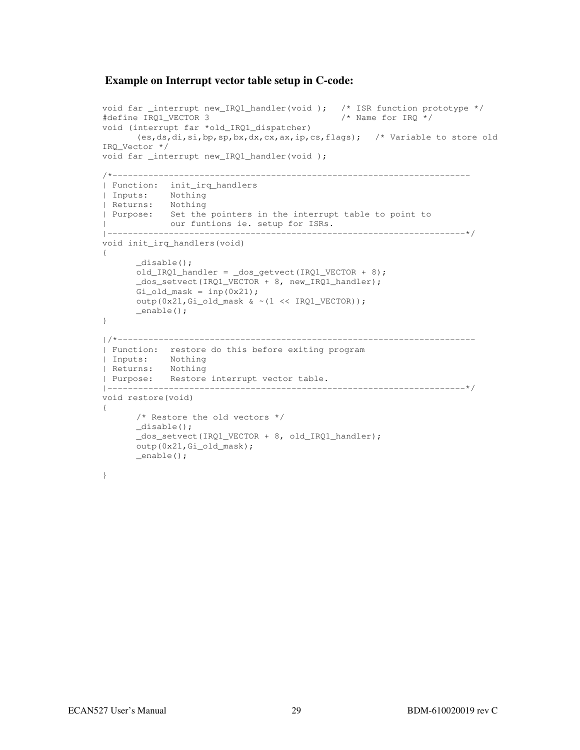### Example on Interrupt vector table setup in C-code:

```
void far _interrupt new_IRQ1_handler(void );   /* ISR function prototype */
#define IRQ1_VECTOR 3                          /* Name for IRQ */
void (interrupt far *old_IRQ1_dispatcher)
      (es,ds,di,si,bp,sp,bx,dx,cx,ax,ip,cs,flags);   /* Variable to store old
IRQ_Vector */
void far _interrupt new_IRQ1_handler(void );

/*----------------------------------------------------------------------
| Function:  init_irq_handlers
| Inputs:    Nothing
| Returns:   Nothing
| Purpose:   Set the pointers in the interrupt table to point to
|            our funtions ie. setup for ISRs.
|----------------------------------------------------------------------*/
void init_irq_handlers(void)
{
      _disable();
      old_IRQ1_handler = _dos_getvect(IRQ1_VECTOR + 8);
      _dos_setvect(IRQ1_VECTOR + 8, new_IRQ1_handler);
      Gi_old_mask = inp(0x21);
      outp(0x21,Gi_old_mask & ~(1 << IRQ1_VECTOR));
      _enable();
}

|/*----------------------------------------------------------------------
| Function:  restore do this before exiting program
| Inputs:    Nothing
| Returns:   Nothing
| Purpose:   Restore interrupt vector table.
|----------------------------------------------------------------------*/
void restore(void)
{
      /* Restore the old vectors */
      _disable();
      _dos_setvect(IRQ1_VECTOR + 8, old_IRQ1_handler);
      outp(0x21,Gi_old_mask);
      _enable();

}
```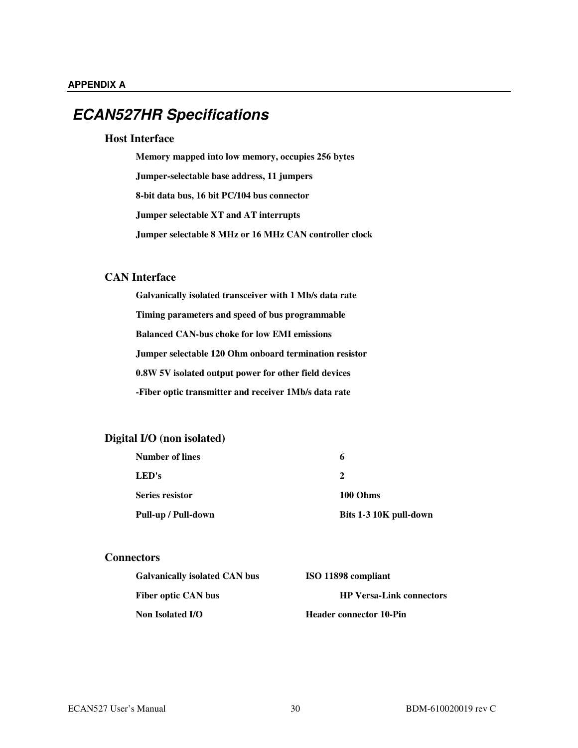APPENDIX A

# *ECAN527HR Specifications*

## Host Interface

**Memory mapped into low memory, occupies 256 bytes**

**Jumper-selectable base address, 11 jumpers**

**8-bit data bus, 16 bit PC/104 bus connector**

**Jumper selectable XT and AT interrupts**

**Jumper selectable 8 MHz or 16 MHz CAN controller clock**

## CAN Interface

**Galvanically isolated transceiver with 1 Mb/s data rate**

**Timing parameters and speed of bus programmable**

**Balanced CAN-bus choke for low EMI emissions**

**Jumper selectable 120 Ohm onboard termination resistor**

**0.8W 5V isolated output power for other field devices**

**-Fiber optic transmitter and receiver 1Mb/s data rate**

## Digital I/O (non isolated)

| | |
|---|---|
| **Number of lines** | **6** |
| **LED's** | **2** |
| **Series resistor** | **100 Ohms** |
| **Pull-up / Pull-down** | **Bits 1-3 10K pull-down** |

## Connectors

| | |
|---|---|
| **Galvanically isolated CAN bus** | **ISO 11898 compliant** |
| **Fiber optic CAN bus** | **HP Versa-Link connectors** |
| **Non Isolated I/O** | **Header connector 10-Pin** |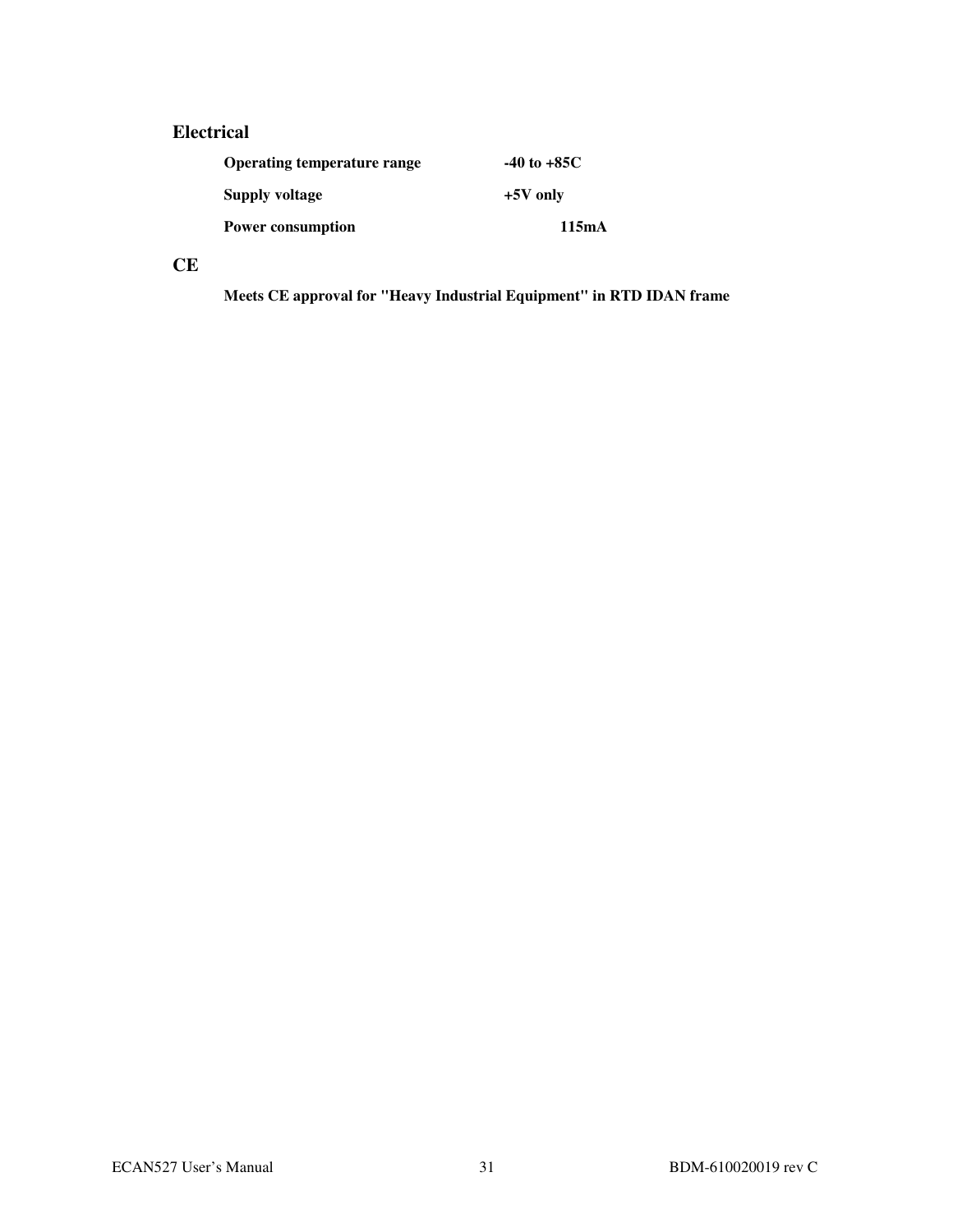### Electrical

| | |
|---|---|
| **Operating temperature range** | **-40 to +85C** |
| **Supply voltage** | **+5V only** |
| **Power consumption** | **115mA** |

### CE

**Meets CE approval for "Heavy Industrial Equipment" in RTD IDAN frame**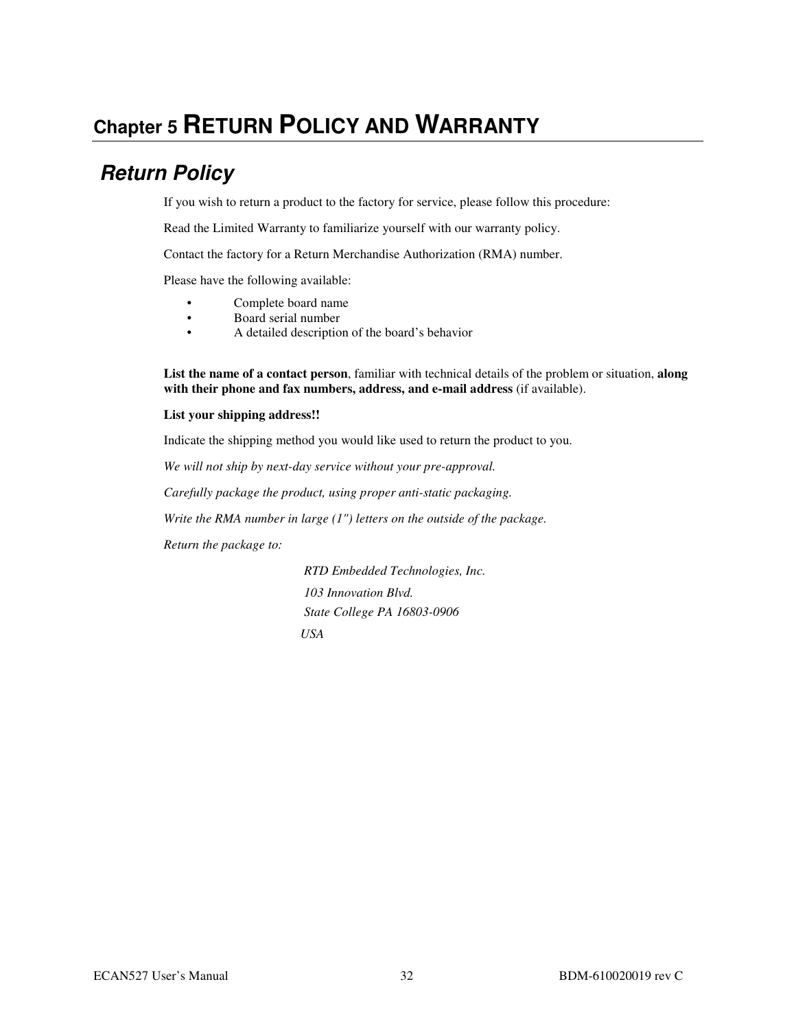# Chapter 5 RETURN POLICY AND WARRANTY

## Return Policy

If you wish to return a product to the factory for service, please follow this procedure:

Read the Limited Warranty to familiarize yourself with our warranty policy.

Contact the factory for a Return Merchandise Authorization (RMA) number.

Please have the following available:

- Complete board name
- Board serial number
- A detailed description of the board's behavior

**List the name of a contact person**, familiar with technical details of the problem or situation, **along with their phone and fax numbers, address, and e-mail address** (if available).

**List your shipping address!!**

Indicate the shipping method you would like used to return the product to you.

*We will not ship by next-day service without your pre-approval.*

*Carefully package the product, using proper anti-static packaging.*

*Write the RMA number in large (1") letters on the outside of the package.*

*Return the package to:*

*RTD Embedded Technologies, Inc.*
*103 Innovation Blvd.*
*State College PA 16803-0906*
*USA*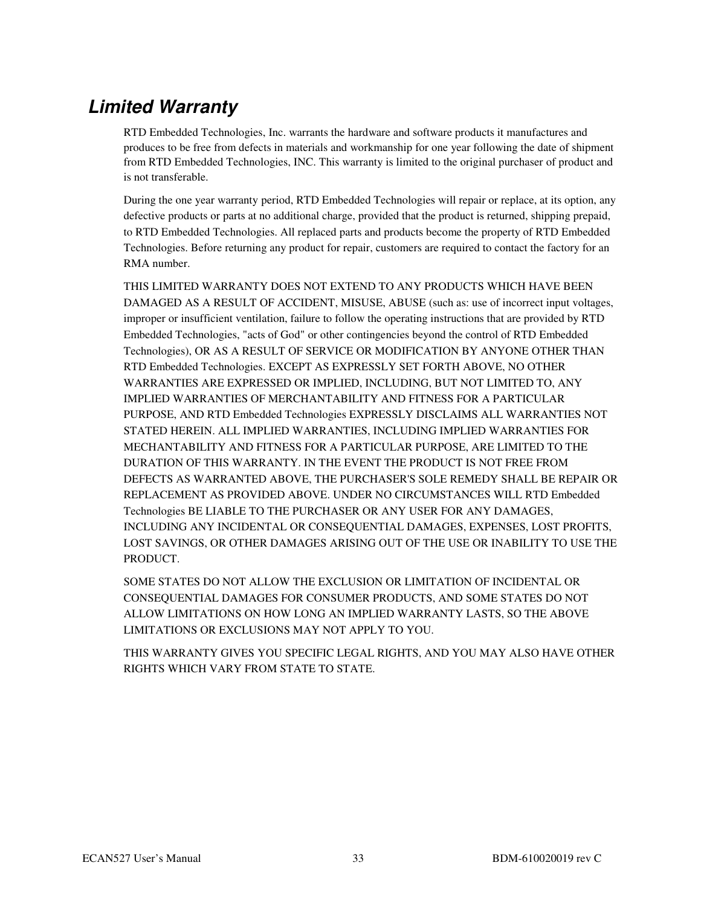## *Limited Warranty*

RTD Embedded Technologies, Inc. warrants the hardware and software products it manufactures and produces to be free from defects in materials and workmanship for one year following the date of shipment from RTD Embedded Technologies, INC. This warranty is limited to the original purchaser of product and is not transferable.

During the one year warranty period, RTD Embedded Technologies will repair or replace, at its option, any defective products or parts at no additional charge, provided that the product is returned, shipping prepaid, to RTD Embedded Technologies. All replaced parts and products become the property of RTD Embedded Technologies. Before returning any product for repair, customers are required to contact the factory for an RMA number.

THIS LIMITED WARRANTY DOES NOT EXTEND TO ANY PRODUCTS WHICH HAVE BEEN DAMAGED AS A RESULT OF ACCIDENT, MISUSE, ABUSE (such as: use of incorrect input voltages, improper or insufficient ventilation, failure to follow the operating instructions that are provided by RTD Embedded Technologies, "acts of God" or other contingencies beyond the control of RTD Embedded Technologies), OR AS A RESULT OF SERVICE OR MODIFICATION BY ANYONE OTHER THAN RTD Embedded Technologies. EXCEPT AS EXPRESSLY SET FORTH ABOVE, NO OTHER WARRANTIES ARE EXPRESSED OR IMPLIED, INCLUDING, BUT NOT LIMITED TO, ANY IMPLIED WARRANTIES OF MERCHANTABILITY AND FITNESS FOR A PARTICULAR PURPOSE, AND RTD Embedded Technologies EXPRESSLY DISCLAIMS ALL WARRANTIES NOT STATED HEREIN. ALL IMPLIED WARRANTIES, INCLUDING IMPLIED WARRANTIES FOR MECHANTABILITY AND FITNESS FOR A PARTICULAR PURPOSE, ARE LIMITED TO THE DURATION OF THIS WARRANTY. IN THE EVENT THE PRODUCT IS NOT FREE FROM DEFECTS AS WARRANTED ABOVE, THE PURCHASER'S SOLE REMEDY SHALL BE REPAIR OR REPLACEMENT AS PROVIDED ABOVE. UNDER NO CIRCUMSTANCES WILL RTD Embedded Technologies BE LIABLE TO THE PURCHASER OR ANY USER FOR ANY DAMAGES, INCLUDING ANY INCIDENTAL OR CONSEQUENTIAL DAMAGES, EXPENSES, LOST PROFITS, LOST SAVINGS, OR OTHER DAMAGES ARISING OUT OF THE USE OR INABILITY TO USE THE PRODUCT.

SOME STATES DO NOT ALLOW THE EXCLUSION OR LIMITATION OF INCIDENTAL OR CONSEQUENTIAL DAMAGES FOR CONSUMER PRODUCTS, AND SOME STATES DO NOT ALLOW LIMITATIONS ON HOW LONG AN IMPLIED WARRANTY LASTS, SO THE ABOVE LIMITATIONS OR EXCLUSIONS MAY NOT APPLY TO YOU.

THIS WARRANTY GIVES YOU SPECIFIC LEGAL RIGHTS, AND YOU MAY ALSO HAVE OTHER RIGHTS WHICH VARY FROM STATE TO STATE.